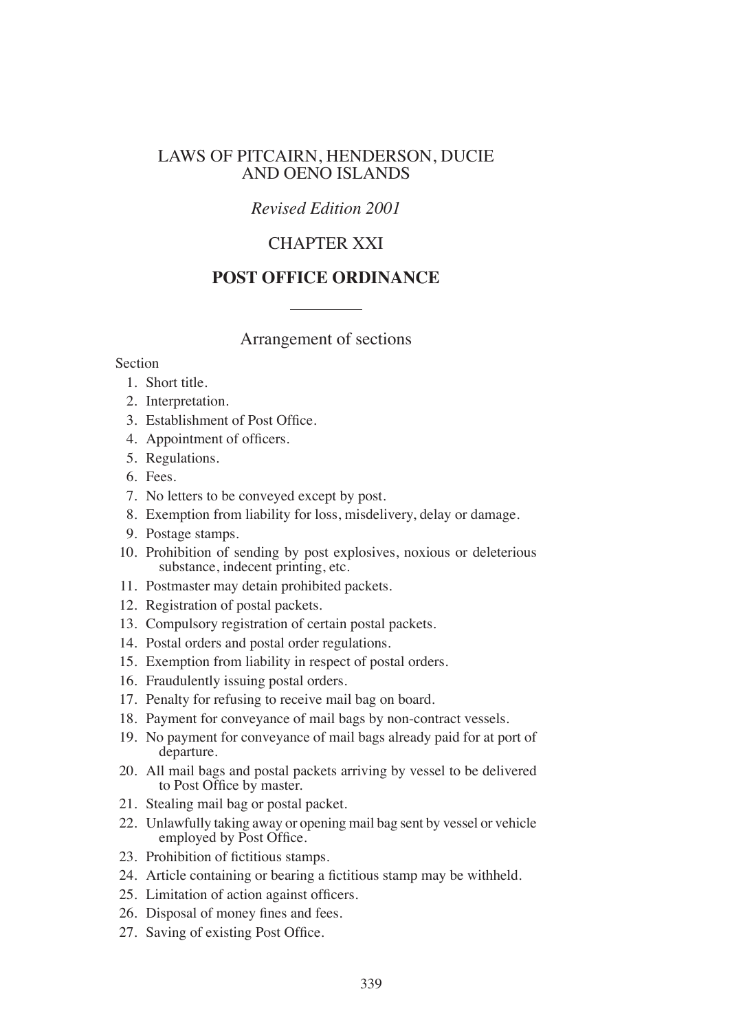# LAWS OF PITCAIRN, HENDERSON, DUCIE AND OENO ISLANDS

*Revised Edition 2001*

## CHAPTER XXI

## **POST OFFICE ORDINANCE**

### Arrangement of sections

Section

1. Short title.
2. Interpretation.
3. Establishment of Post Office.
4. Appointment of officers.
5. Regulations.
6. Fees.
7. No letters to be conveyed except by post.
8. Exemption from liability for loss, misdelivery, delay or damage.
9. Postage stamps.
10. Prohibition of sending by post explosives, noxious or deleterious substance, indecent printing, etc.
11. Postmaster may detain prohibited packets.
12. Registration of postal packets.
13. Compulsory registration of certain postal packets.
14. Postal orders and postal order regulations.
15. Exemption from liability in respect of postal orders.
16. Fraudulently issuing postal orders.
17. Penalty for refusing to receive mail bag on board.
18. Payment for conveyance of mail bags by non-contract vessels.
19. No payment for conveyance of mail bags already paid for at port of departure.
20. All mail bags and postal packets arriving by vessel to be delivered to Post Office by master.
21. Stealing mail bag or postal packet.
22. Unlawfully taking away or opening mail bag sent by vessel or vehicle employed by Post Office.
23. Prohibition of fictitious stamps.
24. Article containing or bearing a fictitious stamp may be withheld.
25. Limitation of action against officers.
26. Disposal of money fines and fees.
27. Saving of existing Post Office.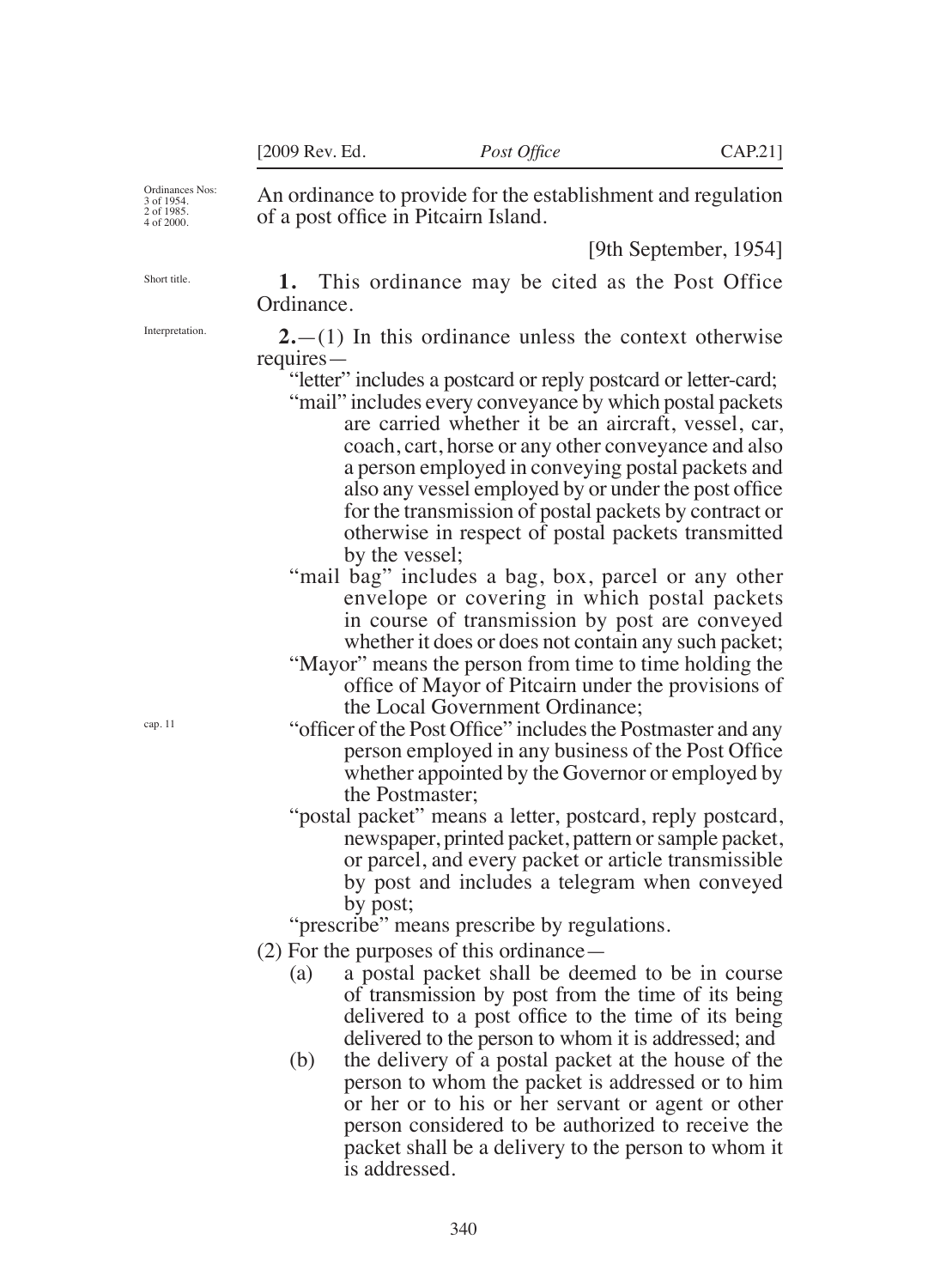Ordinances Nos: 3 of 1954. 2 of 1985. 4 of 2000.

An ordinance to provide for the establishment and regulation of a post office in Pitcairn Island.

[9th September, 1954]

Short title.

**1.** This ordinance may be cited as the Post Office Ordinance.

Interpretation.

**2.**—(1) In this ordinance unless the context otherwise requires—

"letter" includes a postcard or reply postcard or letter-card;

"mail" includes every conveyance by which postal packets are carried whether it be an aircraft, vessel, car, coach, cart, horse or any other conveyance and also a person employed in conveying postal packets and also any vessel employed by or under the post office for the transmission of postal packets by contract or otherwise in respect of postal packets transmitted by the vessel;

"mail bag" includes a bag, box, parcel or any other envelope or covering in which postal packets in course of transmission by post are conveyed whether it does or does not contain any such packet;

"Mayor" means the person from time to time holding the office of Mayor of Pitcairn under the provisions of the Local Government Ordinance;

cap. 11

"officer of the Post Office" includes the Postmaster and any person employed in any business of the Post Office whether appointed by the Governor or employed by the Postmaster;

"postal packet" means a letter, postcard, reply postcard, newspaper, printed packet, pattern or sample packet, or parcel, and every packet or article transmissible by post and includes a telegram when conveyed by post;

"prescribe" means prescribe by regulations.

(2) For the purposes of this ordinance—

(a) a postal packet shall be deemed to be in course of transmission by post from the time of its being delivered to a post office to the time of its being delivered to the person to whom it is addressed; and

(b) the delivery of a postal packet at the house of the person to whom the packet is addressed or to him or her or to his or her servant or agent or other person considered to be authorized to receive the packet shall be a delivery to the person to whom it is addressed.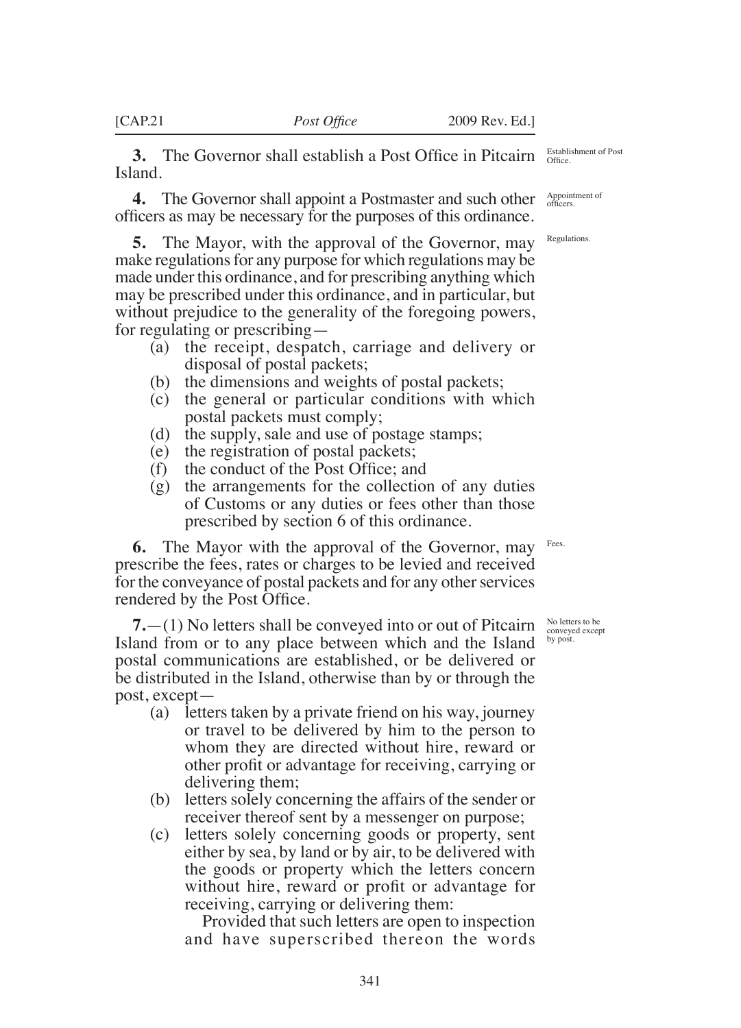**3.** The Governor shall establish a Post Office in Pitcairn Island.

*Establishment of Post Office.*

**4.** The Governor shall appoint a Postmaster and such other officers as may be necessary for the purposes of this ordinance.

*Appointment of officers.*

**5.** The Mayor, with the approval of the Governor, may make regulations for any purpose for which regulations may be made under this ordinance, and for prescribing anything which may be prescribed under this ordinance, and in particular, but without prejudice to the generality of the foregoing powers, for regulating or prescribing—

*Regulations.*

(a) the receipt, despatch, carriage and delivery or disposal of postal packets;
(b) the dimensions and weights of postal packets;
(c) the general or particular conditions with which postal packets must comply;
(d) the supply, sale and use of postage stamps;
(e) the registration of postal packets;
(f) the conduct of the Post Office; and
(g) the arrangements for the collection of any duties of Customs or any duties or fees other than those prescribed by section 6 of this ordinance.

**6.** The Mayor with the approval of the Governor, may prescribe the fees, rates or charges to be levied and received for the conveyance of postal packets and for any other services rendered by the Post Office.

*Fees.*

**7.**—(1) No letters shall be conveyed into or out of Pitcairn Island from or to any place between which and the Island postal communications are established, or be delivered or be distributed in the Island, otherwise than by or through the post, except—

*No letters to be conveyed except by post.*

(a) letters taken by a private friend on his way, journey or travel to be delivered by him to the person to whom they are directed without hire, reward or other profit or advantage for receiving, carrying or delivering them;
(b) letters solely concerning the affairs of the sender or receiver thereof sent by a messenger on purpose;
(c) letters solely concerning goods or property, sent either by sea, by land or by air, to be delivered with the goods or property which the letters concern without hire, reward or profit or advantage for receiving, carrying or delivering them:

Provided that such letters are open to inspection and have superscribed thereon the words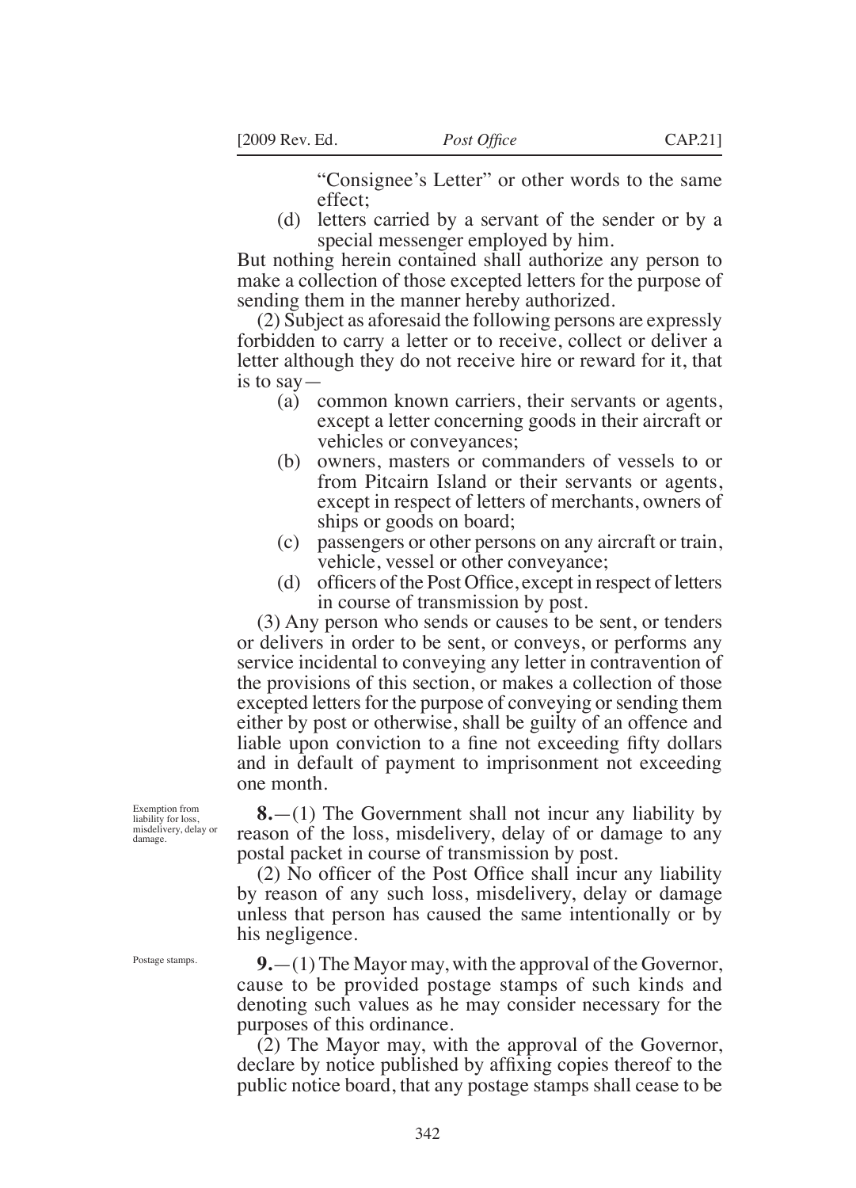"Consignee's Letter" or other words to the same effect;

(d) letters carried by a servant of the sender or by a special messenger employed by him.

But nothing herein contained shall authorize any person to make a collection of those excepted letters for the purpose of sending them in the manner hereby authorized.

(2) Subject as aforesaid the following persons are expressly forbidden to carry a letter or to receive, collect or deliver a letter although they do not receive hire or reward for it, that is to say—

(a) common known carriers, their servants or agents, except a letter concerning goods in their aircraft or vehicles or conveyances;

(b) owners, masters or commanders of vessels to or from Pitcairn Island or their servants or agents, except in respect of letters of merchants, owners of ships or goods on board;

(c) passengers or other persons on any aircraft or train, vehicle, vessel or other conveyance;

(d) officers of the Post Office, except in respect of letters in course of transmission by post.

(3) Any person who sends or causes to be sent, or tenders or delivers in order to be sent, or conveys, or performs any service incidental to conveying any letter in contravention of the provisions of this section, or makes a collection of those excepted letters for the purpose of conveying or sending them either by post or otherwise, shall be guilty of an offence and liable upon conviction to a fine not exceeding fifty dollars and in default of payment to imprisonment not exceeding one month.

Exemption from liability for loss, misdelivery, delay or damage.

**8.**—(1) The Government shall not incur any liability by reason of the loss, misdelivery, delay of or damage to any postal packet in course of transmission by post.

(2) No officer of the Post Office shall incur any liability by reason of any such loss, misdelivery, delay or damage unless that person has caused the same intentionally or by his negligence.

Postage stamps.

**9.**—(1) The Mayor may, with the approval of the Governor, cause to be provided postage stamps of such kinds and denoting such values as he may consider necessary for the purposes of this ordinance.

(2) The Mayor may, with the approval of the Governor, declare by notice published by affixing copies thereof to the public notice board, that any postage stamps shall cease to be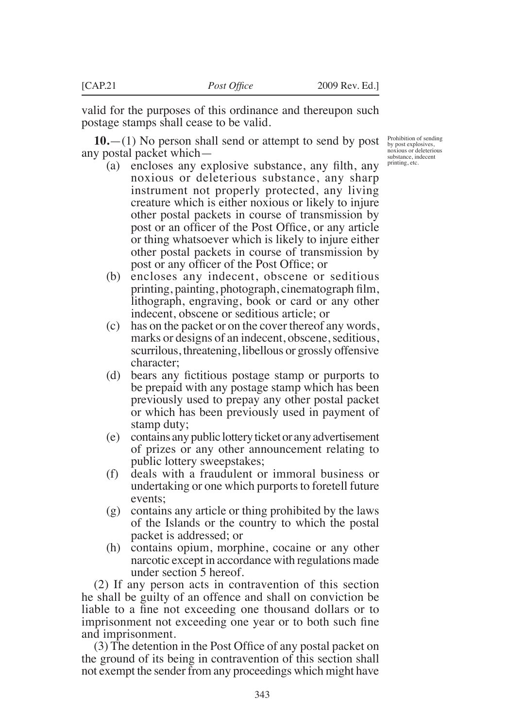valid for the purposes of this ordinance and thereupon such postage stamps shall cease to be valid.

**10.**—(1) No person shall send or attempt to send by post any postal packet which—

*Prohibition of sending by post explosives, noxious or deleterious substance, indecent printing, etc.*

(a) encloses any explosive substance, any filth, any noxious or deleterious substance, any sharp instrument not properly protected, any living creature which is either noxious or likely to injure other postal packets in course of transmission by post or an officer of the Post Office, or any article or thing whatsoever which is likely to injure either other postal packets in course of transmission by post or any officer of the Post Office; or

(b) encloses any indecent, obscene or seditious printing, painting, photograph, cinematograph film, lithograph, engraving, book or card or any other indecent, obscene or seditious article; or

(c) has on the packet or on the cover thereof any words, marks or designs of an indecent, obscene, seditious, scurrilous, threatening, libellous or grossly offensive character;

(d) bears any fictitious postage stamp or purports to be prepaid with any postage stamp which has been previously used to prepay any other postal packet or which has been previously used in payment of stamp duty;

(e) contains any public lottery ticket or any advertisement of prizes or any other announcement relating to public lottery sweepstakes;

(f) deals with a fraudulent or immoral business or undertaking or one which purports to foretell future events;

(g) contains any article or thing prohibited by the laws of the Islands or the country to which the postal packet is addressed; or

(h) contains opium, morphine, cocaine or any other narcotic except in accordance with regulations made under section 5 hereof.

(2) If any person acts in contravention of this section he shall be guilty of an offence and shall on conviction be liable to a fine not exceeding one thousand dollars or to imprisonment not exceeding one year or to both such fine and imprisonment.

(3) The detention in the Post Office of any postal packet on the ground of its being in contravention of this section shall not exempt the sender from any proceedings which might have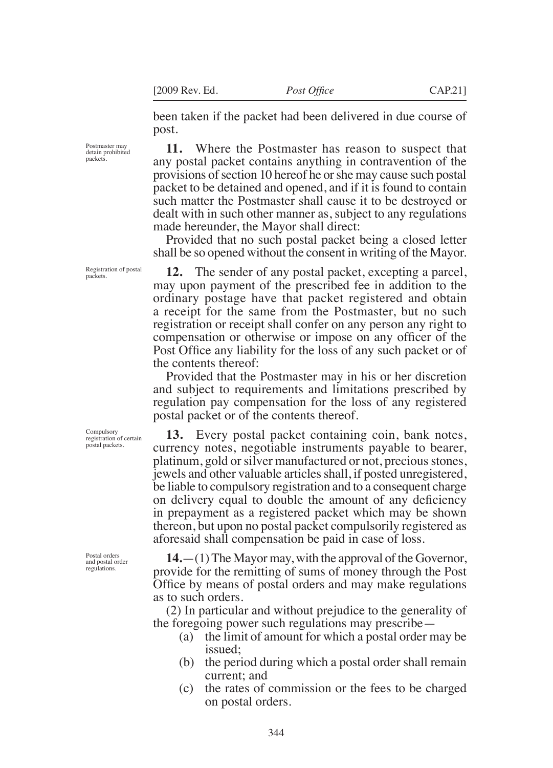been taken if the packet had been delivered in due course of post.

Postmaster may detain prohibited packets.

**11.** Where the Postmaster has reason to suspect that any postal packet contains anything in contravention of the provisions of section 10 hereof he or she may cause such postal packet to be detained and opened, and if it is found to contain such matter the Postmaster shall cause it to be destroyed or dealt with in such other manner as, subject to any regulations made hereunder, the Mayor shall direct:

Provided that no such postal packet being a closed letter shall be so opened without the consent in writing of the Mayor.

Registration of postal packets.

**12.** The sender of any postal packet, excepting a parcel, may upon payment of the prescribed fee in addition to the ordinary postage have that packet registered and obtain a receipt for the same from the Postmaster, but no such registration or receipt shall confer on any person any right to compensation or otherwise or impose on any officer of the Post Office any liability for the loss of any such packet or of the contents thereof:

Provided that the Postmaster may in his or her discretion and subject to requirements and limitations prescribed by regulation pay compensation for the loss of any registered postal packet or of the contents thereof.

Compulsory registration of certain postal packets.

**13.** Every postal packet containing coin, bank notes, currency notes, negotiable instruments payable to bearer, platinum, gold or silver manufactured or not, precious stones, jewels and other valuable articles shall, if posted unregistered, be liable to compulsory registration and to a consequent charge on delivery equal to double the amount of any deficiency in prepayment as a registered packet which may be shown thereon, but upon no postal packet compulsorily registered as aforesaid shall compensation be paid in case of loss.

Postal orders and postal order regulations.

**14.**—(1) The Mayor may, with the approval of the Governor, provide for the remitting of sums of money through the Post Office by means of postal orders and may make regulations as to such orders.

(2) In particular and without prejudice to the generality of the foregoing power such regulations may prescribe—

- (a) the limit of amount for which a postal order may be issued;
- (b) the period during which a postal order shall remain current; and
- (c) the rates of commission or the fees to be charged on postal orders.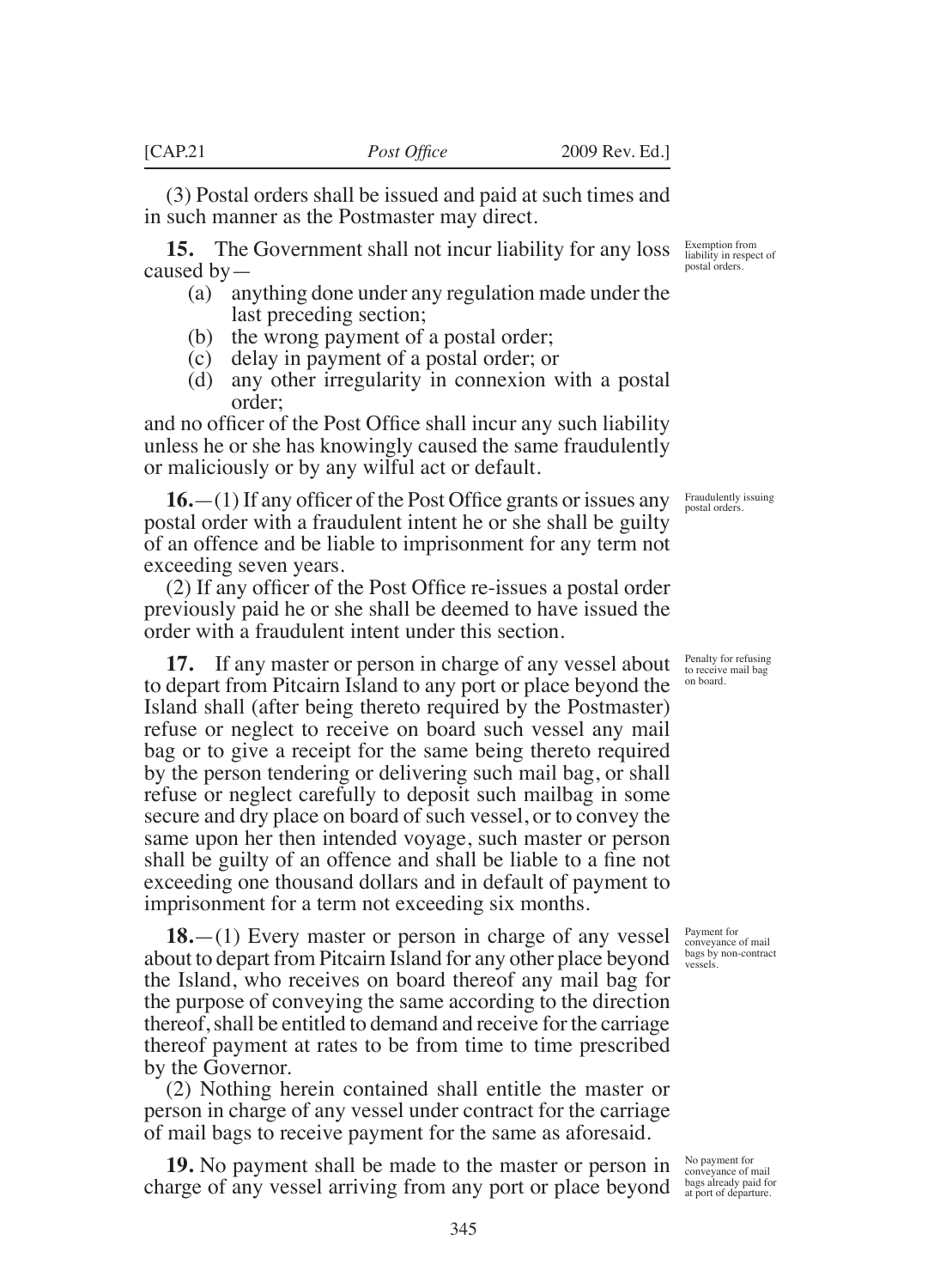(3) Postal orders shall be issued and paid at such times and in such manner as the Postmaster may direct.

**15.** The Government shall not incur liability for any loss caused by—

Exemption from liability in respect of postal orders.

- (a) anything done under any regulation made under the last preceding section;
- (b) the wrong payment of a postal order;
- (c) delay in payment of a postal order; or
- (d) any other irregularity in connexion with a postal order;

and no officer of the Post Office shall incur any such liability unless he or she has knowingly caused the same fraudulently or maliciously or by any wilful act or default.

**16.**—(1) If any officer of the Post Office grants or issues any postal order with a fraudulent intent he or she shall be guilty of an offence and be liable to imprisonment for any term not exceeding seven years.

Fraudulently issuing postal orders.

(2) If any officer of the Post Office re-issues a postal order previously paid he or she shall be deemed to have issued the order with a fraudulent intent under this section.

**17.** If any master or person in charge of any vessel about to depart from Pitcairn Island to any port or place beyond the Island shall (after being thereto required by the Postmaster) refuse or neglect to receive on board such vessel any mail bag or to give a receipt for the same being thereto required by the person tendering or delivering such mail bag, or shall refuse or neglect carefully to deposit such mailbag in some secure and dry place on board of such vessel, or to convey the same upon her then intended voyage, such master or person shall be guilty of an offence and shall be liable to a fine not exceeding one thousand dollars and in default of payment to imprisonment for a term not exceeding six months.

Penalty for refusing to receive mail bag on board.

**18.**—(1) Every master or person in charge of any vessel about to depart from Pitcairn Island for any other place beyond the Island, who receives on board thereof any mail bag for the purpose of conveying the same according to the direction thereof, shall be entitled to demand and receive for the carriage thereof payment at rates to be from time to time prescribed by the Governor.

Payment for conveyance of mail bags by non-contract vessels.

(2) Nothing herein contained shall entitle the master or person in charge of any vessel under contract for the carriage of mail bags to receive payment for the same as aforesaid.

**19.** No payment shall be made to the master or person in charge of any vessel arriving from any port or place beyond

No payment for conveyance of mail bags already paid for at port of departure.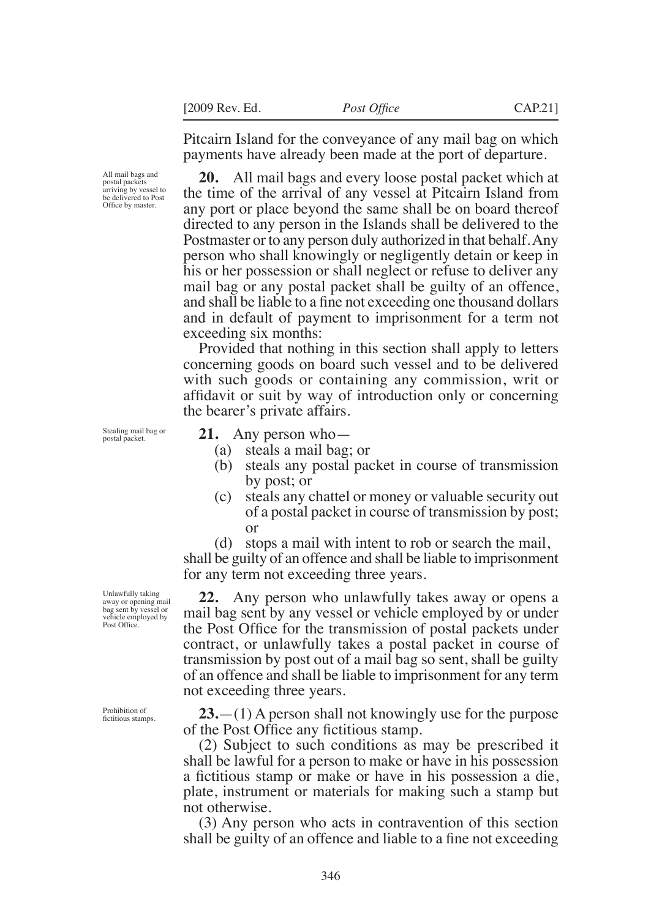Pitcairn Island for the conveyance of any mail bag on which payments have already been made at the port of departure.

All mail bags and postal packets arriving by vessel to be delivered to Post Office by master.

**20.** All mail bags and every loose postal packet which at the time of the arrival of any vessel at Pitcairn Island from any port or place beyond the same shall be on board thereof directed to any person in the Islands shall be delivered to the Postmaster or to any person duly authorized in that behalf. Any person who shall knowingly or negligently detain or keep in his or her possession or shall neglect or refuse to deliver any mail bag or any postal packet shall be guilty of an offence, and shall be liable to a fine not exceeding one thousand dollars and in default of payment to imprisonment for a term not exceeding six months:

Provided that nothing in this section shall apply to letters concerning goods on board such vessel and to be delivered with such goods or containing any commission, writ or affidavit or suit by way of introduction only or concerning the bearer's private affairs.

Stealing mail bag or postal packet.

**21.** Any person who—

(a) steals a mail bag; or

(b) steals any postal packet in course of transmission by post; or

(c) steals any chattel or money or valuable security out of a postal packet in course of transmission by post; or

(d) stops a mail with intent to rob or search the mail,

shall be guilty of an offence and shall be liable to imprisonment for any term not exceeding three years.

Unlawfully taking away or opening mail bag sent by vessel or vehicle employed by Post Office.

**22.** Any person who unlawfully takes away or opens a mail bag sent by any vessel or vehicle employed by or under the Post Office for the transmission of postal packets under contract, or unlawfully takes a postal packet in course of transmission by post out of a mail bag so sent, shall be guilty of an offence and shall be liable to imprisonment for any term not exceeding three years.

Prohibition of fictitious stamps.

**23.**—(1) A person shall not knowingly use for the purpose of the Post Office any fictitious stamp.

(2) Subject to such conditions as may be prescribed it shall be lawful for a person to make or have in his possession a fictitious stamp or make or have in his possession a die, plate, instrument or materials for making such a stamp but not otherwise.

(3) Any person who acts in contravention of this section shall be guilty of an offence and liable to a fine not exceeding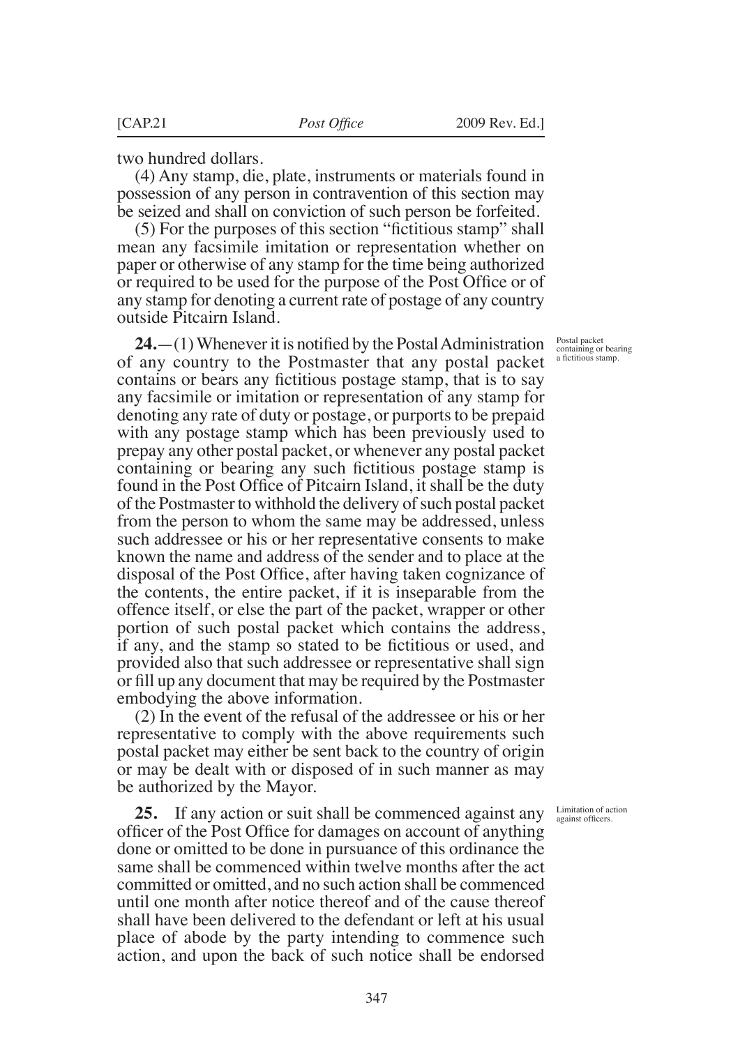two hundred dollars.

(4) Any stamp, die, plate, instruments or materials found in possession of any person in contravention of this section may be seized and shall on conviction of such person be forfeited.

(5) For the purposes of this section "fictitious stamp" shall mean any facsimile imitation or representation whether on paper or otherwise of any stamp for the time being authorized or required to be used for the purpose of the Post Office or of any stamp for denoting a current rate of postage of any country outside Pitcairn Island.

*Postal packet containing or bearing a fictitious stamp.*

**24.**—(1) Whenever it is notified by the Postal Administration of any country to the Postmaster that any postal packet contains or bears any fictitious postage stamp, that is to say any facsimile or imitation or representation of any stamp for denoting any rate of duty or postage, or purports to be prepaid with any postage stamp which has been previously used to prepay any other postal packet, or whenever any postal packet containing or bearing any such fictitious postage stamp is found in the Post Office of Pitcairn Island, it shall be the duty of the Postmaster to withhold the delivery of such postal packet from the person to whom the same may be addressed, unless such addressee or his or her representative consents to make known the name and address of the sender and to place at the disposal of the Post Office, after having taken cognizance of the contents, the entire packet, if it is inseparable from the offence itself, or else the part of the packet, wrapper or other portion of such postal packet which contains the address, if any, and the stamp so stated to be fictitious or used, and provided also that such addressee or representative shall sign or fill up any document that may be required by the Postmaster embodying the above information.

(2) In the event of the refusal of the addressee or his or her representative to comply with the above requirements such postal packet may either be sent back to the country of origin or may be dealt with or disposed of in such manner as may be authorized by the Mayor.

*Limitation of action against officers.*

**25.** If any action or suit shall be commenced against any officer of the Post Office for damages on account of anything done or omitted to be done in pursuance of this ordinance the same shall be commenced within twelve months after the act committed or omitted, and no such action shall be commenced until one month after notice thereof and of the cause thereof shall have been delivered to the defendant or left at his usual place of abode by the party intending to commence such action, and upon the back of such notice shall be endorsed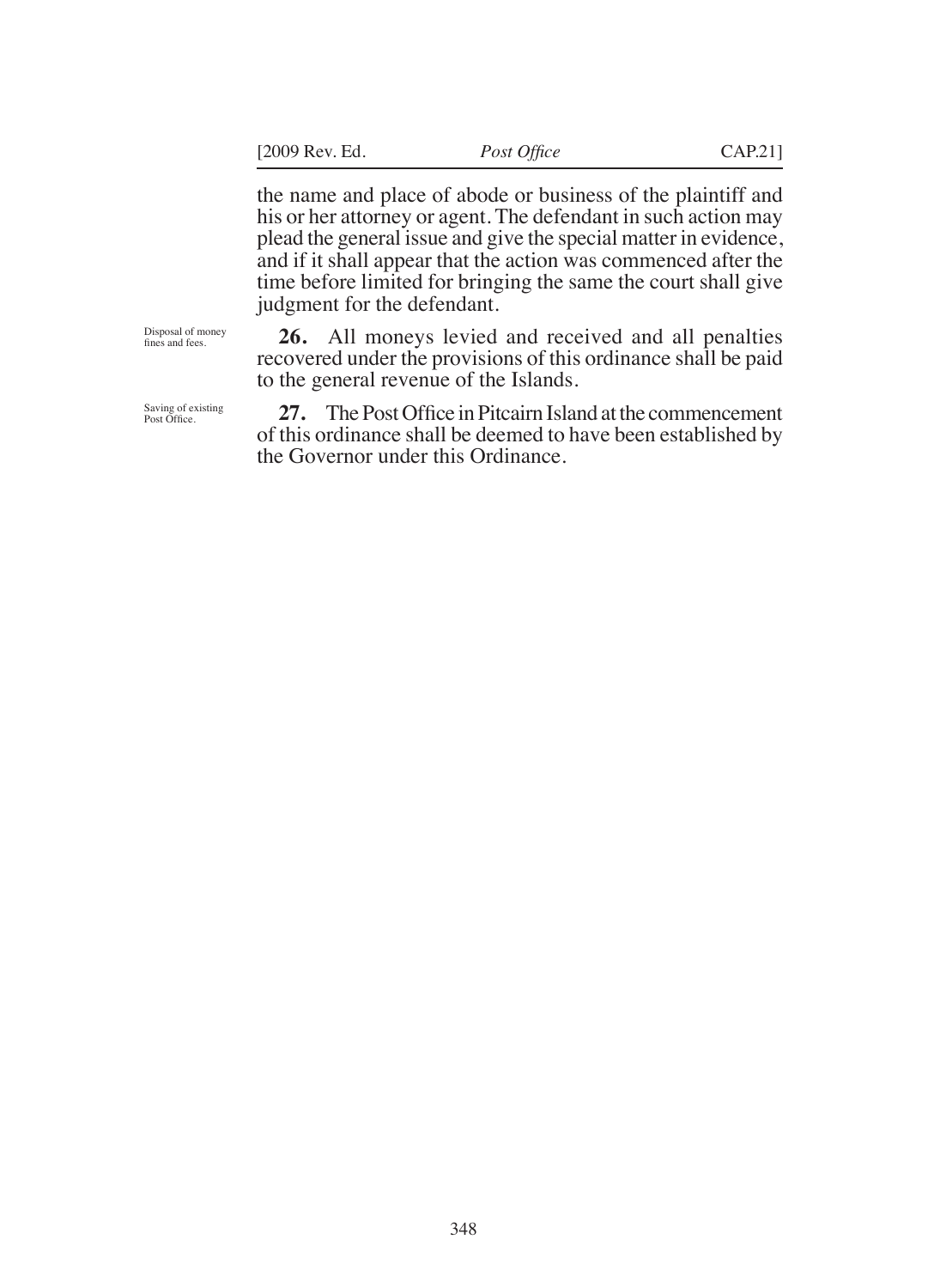the name and place of abode or business of the plaintiff and his or her attorney or agent. The defendant in such action may plead the general issue and give the special matter in evidence, and if it shall appear that the action was commenced after the time before limited for bringing the same the court shall give judgment for the defendant.

Disposal of money fines and fees.

**26.** All moneys levied and received and all penalties recovered under the provisions of this ordinance shall be paid to the general revenue of the Islands.

Saving of existing Post Office.

**27.** The Post Office in Pitcairn Island at the commencement of this ordinance shall be deemed to have been established by the Governor under this Ordinance.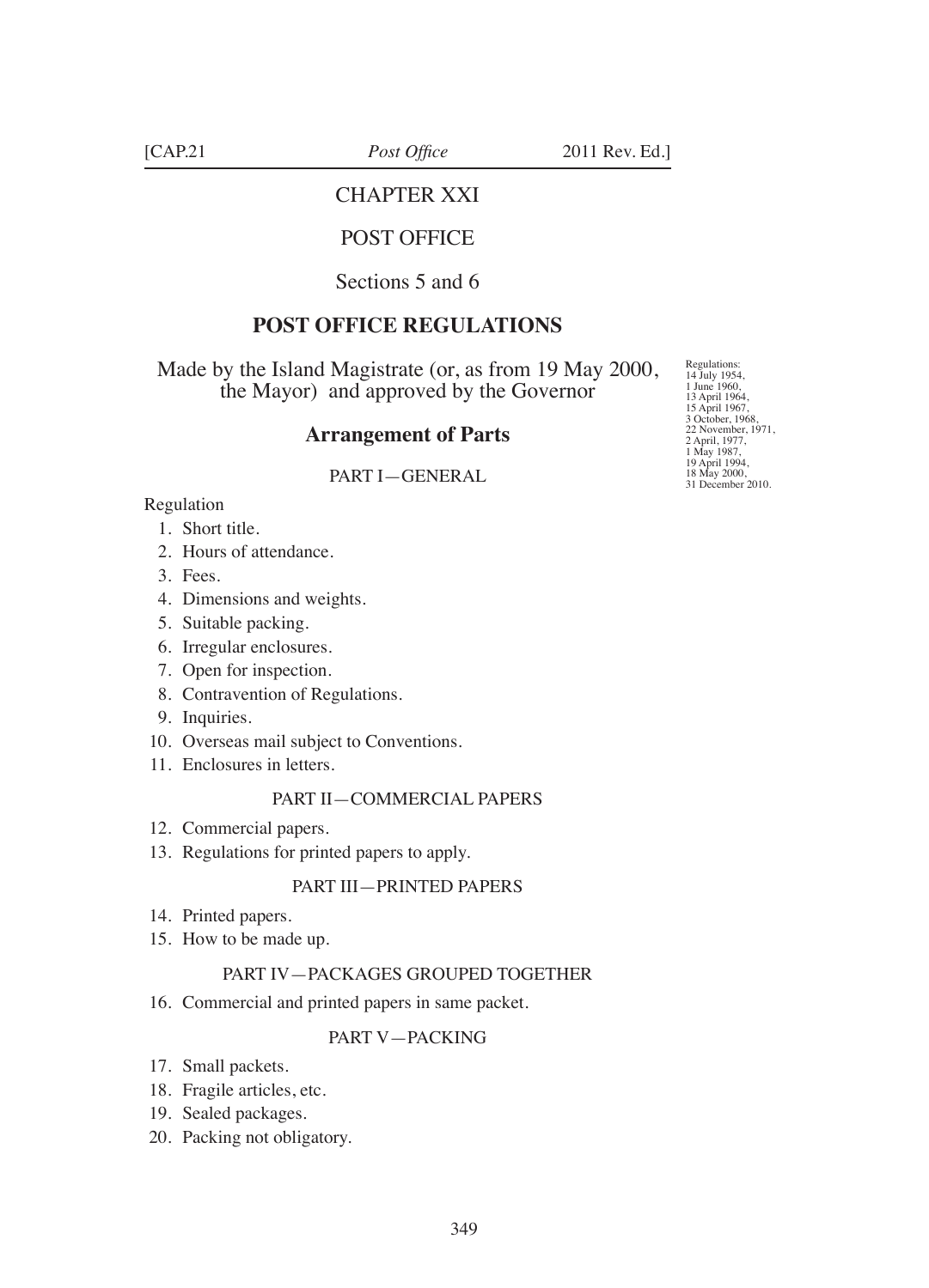# CHAPTER XXI

# POST OFFICE

Sections 5 and 6

## POST OFFICE REGULATIONS

Made by the Island Magistrate (or, as from 19 May 2000, the Mayor) and approved by the Governor

Regulations:
14 July 1954,
1 June 1960,
13 April 1964,
15 April 1967,
3 October, 1968,
22 November, 1971,
2 April, 1977,
1 May 1987,
19 April 1994,
18 May 2000,
31 December 2010.

### Arrangement of Parts

PART I—GENERAL

Regulation

1. Short title.
2. Hours of attendance.
3. Fees.
4. Dimensions and weights.
5. Suitable packing.
6. Irregular enclosures.
7. Open for inspection.
8. Contravention of Regulations.
9. Inquiries.
10. Overseas mail subject to Conventions.
11. Enclosures in letters.

PART II—COMMERCIAL PAPERS

12. Commercial papers.
13. Regulations for printed papers to apply.

PART III—PRINTED PAPERS

14. Printed papers.
15. How to be made up.

PART IV—PACKAGES GROUPED TOGETHER

16. Commercial and printed papers in same packet.

PART V—PACKING

17. Small packets.
18. Fragile articles, etc.
19. Sealed packages.
20. Packing not obligatory.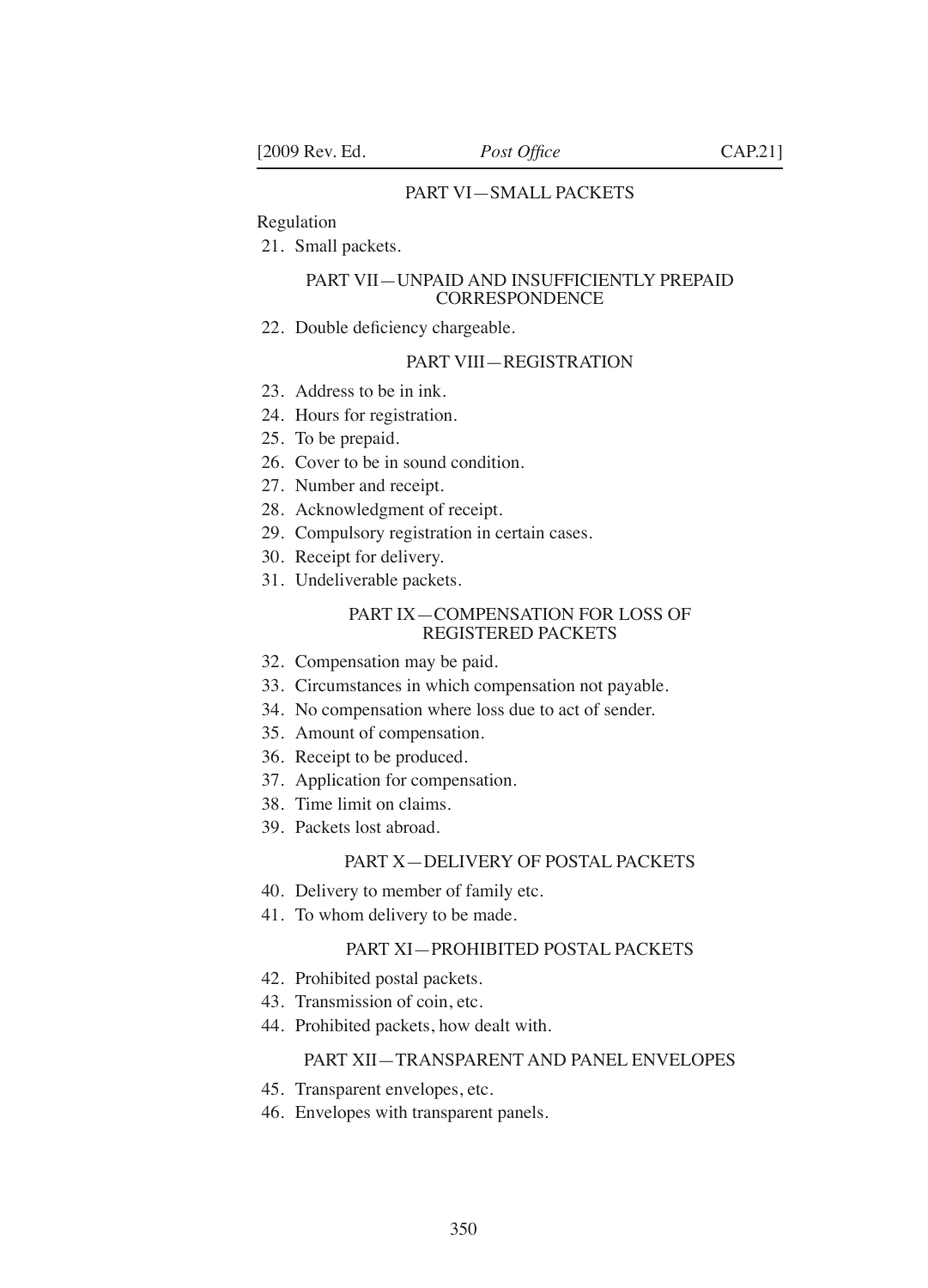PART VI—SMALL PACKETS

Regulation

21. Small packets.

PART VII—UNPAID AND INSUFFICIENTLY PREPAID CORRESPONDENCE

22. Double deficiency chargeable.

PART VIII—REGISTRATION

23. Address to be in ink.
24. Hours for registration.
25. To be prepaid.
26. Cover to be in sound condition.
27. Number and receipt.
28. Acknowledgment of receipt.
29. Compulsory registration in certain cases.
30. Receipt for delivery.
31. Undeliverable packets.

PART IX—COMPENSATION FOR LOSS OF REGISTERED PACKETS

32. Compensation may be paid.
33. Circumstances in which compensation not payable.
34. No compensation where loss due to act of sender.
35. Amount of compensation.
36. Receipt to be produced.
37. Application for compensation.
38. Time limit on claims.
39. Packets lost abroad.

PART X—DELIVERY OF POSTAL PACKETS

40. Delivery to member of family etc.
41. To whom delivery to be made.

PART XI—PROHIBITED POSTAL PACKETS

42. Prohibited postal packets.
43. Transmission of coin, etc.
44. Prohibited packets, how dealt with.

PART XII—TRANSPARENT AND PANEL ENVELOPES

45. Transparent envelopes, etc.
46. Envelopes with transparent panels.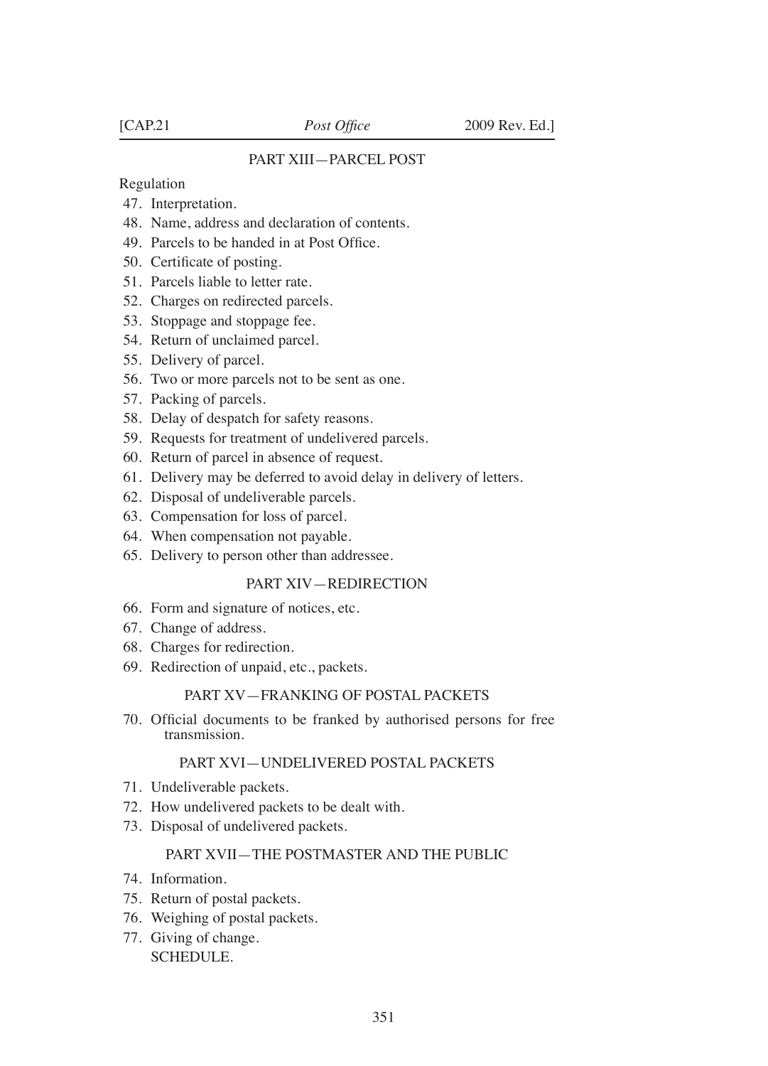PART XIII—PARCEL POST

Regulation

47. Interpretation.
48. Name, address and declaration of contents.
49. Parcels to be handed in at Post Office.
50. Certificate of posting.
51. Parcels liable to letter rate.
52. Charges on redirected parcels.
53. Stoppage and stoppage fee.
54. Return of unclaimed parcel.
55. Delivery of parcel.
56. Two or more parcels not to be sent as one.
57. Packing of parcels.
58. Delay of despatch for safety reasons.
59. Requests for treatment of undelivered parcels.
60. Return of parcel in absence of request.
61. Delivery may be deferred to avoid delay in delivery of letters.
62. Disposal of undeliverable parcels.
63. Compensation for loss of parcel.
64. When compensation not payable.
65. Delivery to person other than addressee.

PART XIV—REDIRECTION

66. Form and signature of notices, etc.
67. Change of address.
68. Charges for redirection.
69. Redirection of unpaid, etc., packets.

PART XV—FRANKING OF POSTAL PACKETS

70. Official documents to be franked by authorised persons for free transmission.

PART XVI—UNDELIVERED POSTAL PACKETS

71. Undeliverable packets.
72. How undelivered packets to be dealt with.
73. Disposal of undelivered packets.

PART XVII—THE POSTMASTER AND THE PUBLIC

74. Information.
75. Return of postal packets.
76. Weighing of postal packets.
77. Giving of change.

SCHEDULE.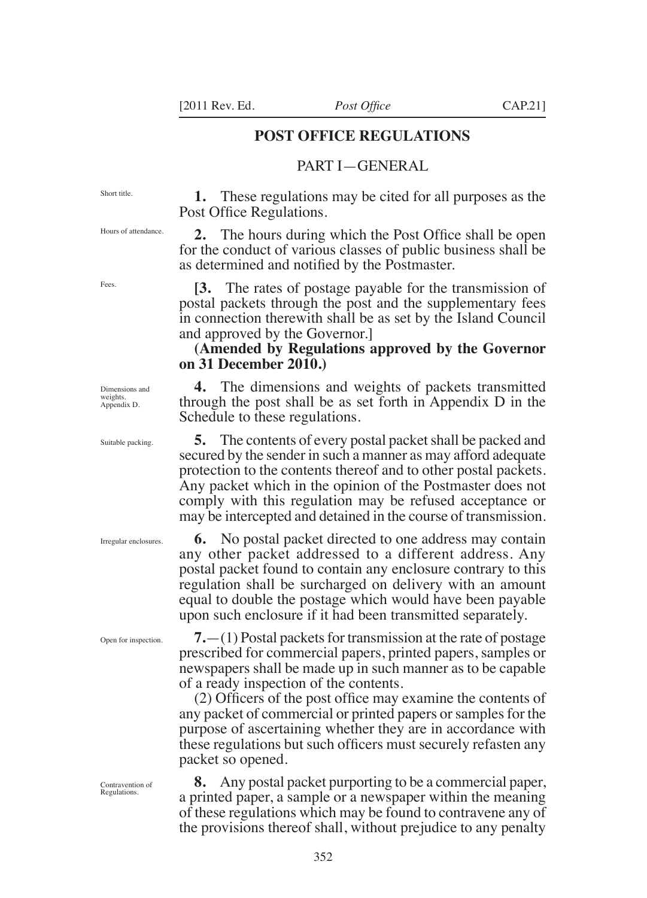# POST OFFICE REGULATIONS

## PART I—GENERAL

Short title.

**1.** These regulations may be cited for all purposes as the Post Office Regulations.

Hours of attendance.

**2.** The hours during which the Post Office shall be open for the conduct of various classes of public business shall be as determined and notified by the Postmaster.

Fees.

**[3.** The rates of postage payable for the transmission of postal packets through the post and the supplementary fees in connection therewith shall be as set by the Island Council and approved by the Governor.]

**(Amended by Regulations approved by the Governor on 31 December 2010.)**

Dimensions and weights. Appendix D.

**4.** The dimensions and weights of packets transmitted through the post shall be as set forth in Appendix D in the Schedule to these regulations.

Suitable packing.

**5.** The contents of every postal packet shall be packed and secured by the sender in such a manner as may afford adequate protection to the contents thereof and to other postal packets. Any packet which in the opinion of the Postmaster does not comply with this regulation may be refused acceptance or may be intercepted and detained in the course of transmission.

Irregular enclosures.

**6.** No postal packet directed to one address may contain any other packet addressed to a different address. Any postal packet found to contain any enclosure contrary to this regulation shall be surcharged on delivery with an amount equal to double the postage which would have been payable upon such enclosure if it had been transmitted separately.

Open for inspection.

**7.**—(1) Postal packets for transmission at the rate of postage prescribed for commercial papers, printed papers, samples or newspapers shall be made up in such manner as to be capable of a ready inspection of the contents.

(2) Officers of the post office may examine the contents of any packet of commercial or printed papers or samples for the purpose of ascertaining whether they are in accordance with these regulations but such officers must securely refasten any packet so opened.

Contravention of Regulations.

**8.** Any postal packet purporting to be a commercial paper, a printed paper, a sample or a newspaper within the meaning of these regulations which may be found to contravene any of the provisions thereof shall, without prejudice to any penalty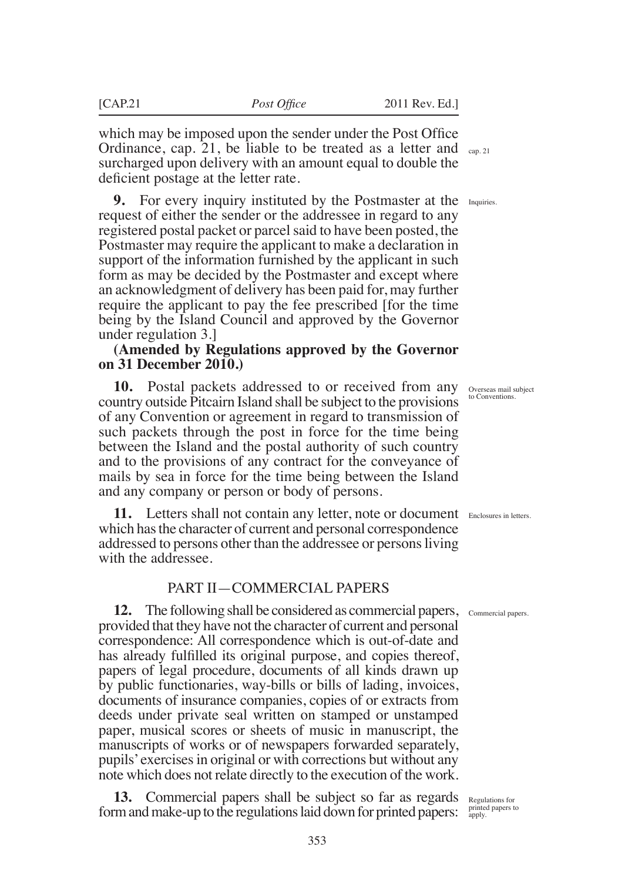which may be imposed upon the sender under the Post Office Ordinance, cap. 21, be liable to be treated as a letter and surcharged upon delivery with an amount equal to double the deficient postage at the letter rate.

cap. 21

Inquiries.

**9.** For every inquiry instituted by the Postmaster at the request of either the sender or the addressee in regard to any registered postal packet or parcel said to have been posted, the Postmaster may require the applicant to make a declaration in support of the information furnished by the applicant in such form as may be decided by the Postmaster and except where an acknowledgment of delivery has been paid for, may further require the applicant to pay the fee prescribed [for the time being by the Island Council and approved by the Governor under regulation 3.]

**(Amended by Regulations approved by the Governor on 31 December 2010.)**

Overseas mail subject to Conventions.

**10.** Postal packets addressed to or received from any country outside Pitcairn Island shall be subject to the provisions of any Convention or agreement in regard to transmission of such packets through the post in force for the time being between the Island and the postal authority of such country and to the provisions of any contract for the conveyance of mails by sea in force for the time being between the Island and any company or person or body of persons.

Enclosures in letters.

**11.** Letters shall not contain any letter, note or document which has the character of current and personal correspondence addressed to persons other than the addressee or persons living with the addressee.

## PART II—COMMERCIAL PAPERS

Commercial papers.

**12.** The following shall be considered as commercial papers, provided that they have not the character of current and personal correspondence: All correspondence which is out-of-date and has already fulfilled its original purpose, and copies thereof, papers of legal procedure, documents of all kinds drawn up by public functionaries, way-bills or bills of lading, invoices, documents of insurance companies, copies of or extracts from deeds under private seal written on stamped or unstamped paper, musical scores or sheets of music in manuscript, the manuscripts of works or of newspapers forwarded separately, pupils' exercises in original or with corrections but without any note which does not relate directly to the execution of the work.

Regulations for printed papers to apply.

**13.** Commercial papers shall be subject so far as regards form and make-up to the regulations laid down for printed papers: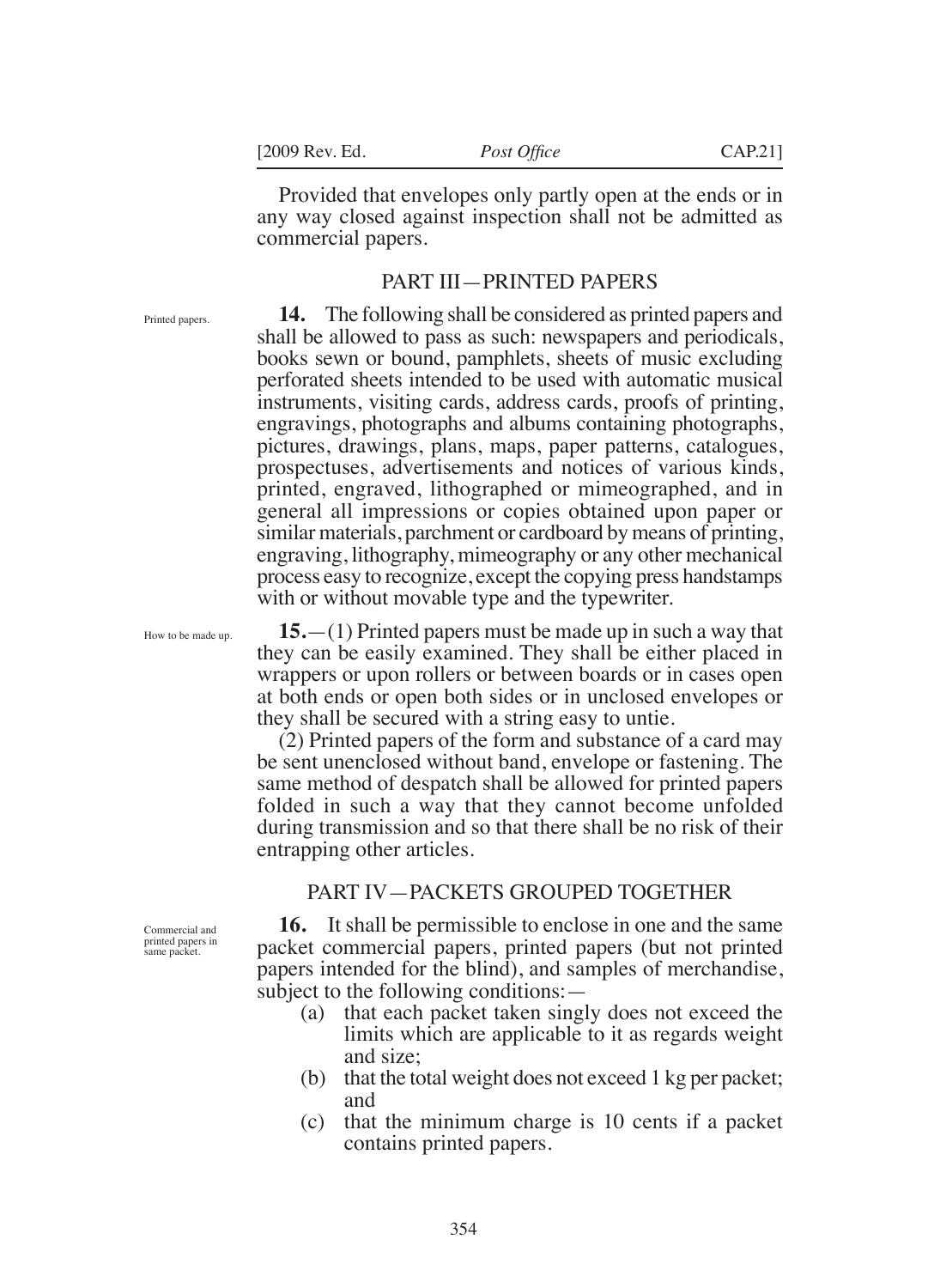Provided that envelopes only partly open at the ends or in any way closed against inspection shall not be admitted as commercial papers.

## PART III—PRINTED PAPERS

Printed papers.

**14.** The following shall be considered as printed papers and shall be allowed to pass as such: newspapers and periodicals, books sewn or bound, pamphlets, sheets of music excluding perforated sheets intended to be used with automatic musical instruments, visiting cards, address cards, proofs of printing, engravings, photographs and albums containing photographs, pictures, drawings, plans, maps, paper patterns, catalogues, prospectuses, advertisements and notices of various kinds, printed, engraved, lithographed or mimeographed, and in general all impressions or copies obtained upon paper or similar materials, parchment or cardboard by means of printing, engraving, lithography, mimeography or any other mechanical process easy to recognize, except the copying press handstamps with or without movable type and the typewriter.

How to be made up.

**15.**—(1) Printed papers must be made up in such a way that they can be easily examined. They shall be either placed in wrappers or upon rollers or between boards or in cases open at both ends or open both sides or in unclosed envelopes or they shall be secured with a string easy to untie.

(2) Printed papers of the form and substance of a card may be sent unenclosed without band, envelope or fastening. The same method of despatch shall be allowed for printed papers folded in such a way that they cannot become unfolded during transmission and so that there shall be no risk of their entrapping other articles.

## PART IV—PACKETS GROUPED TOGETHER

Commercial and printed papers in same packet.

**16.** It shall be permissible to enclose in one and the same packet commercial papers, printed papers (but not printed papers intended for the blind), and samples of merchandise, subject to the following conditions:—

(a) that each packet taken singly does not exceed the limits which are applicable to it as regards weight and size;

(b) that the total weight does not exceed 1 kg per packet; and

(c) that the minimum charge is 10 cents if a packet contains printed papers.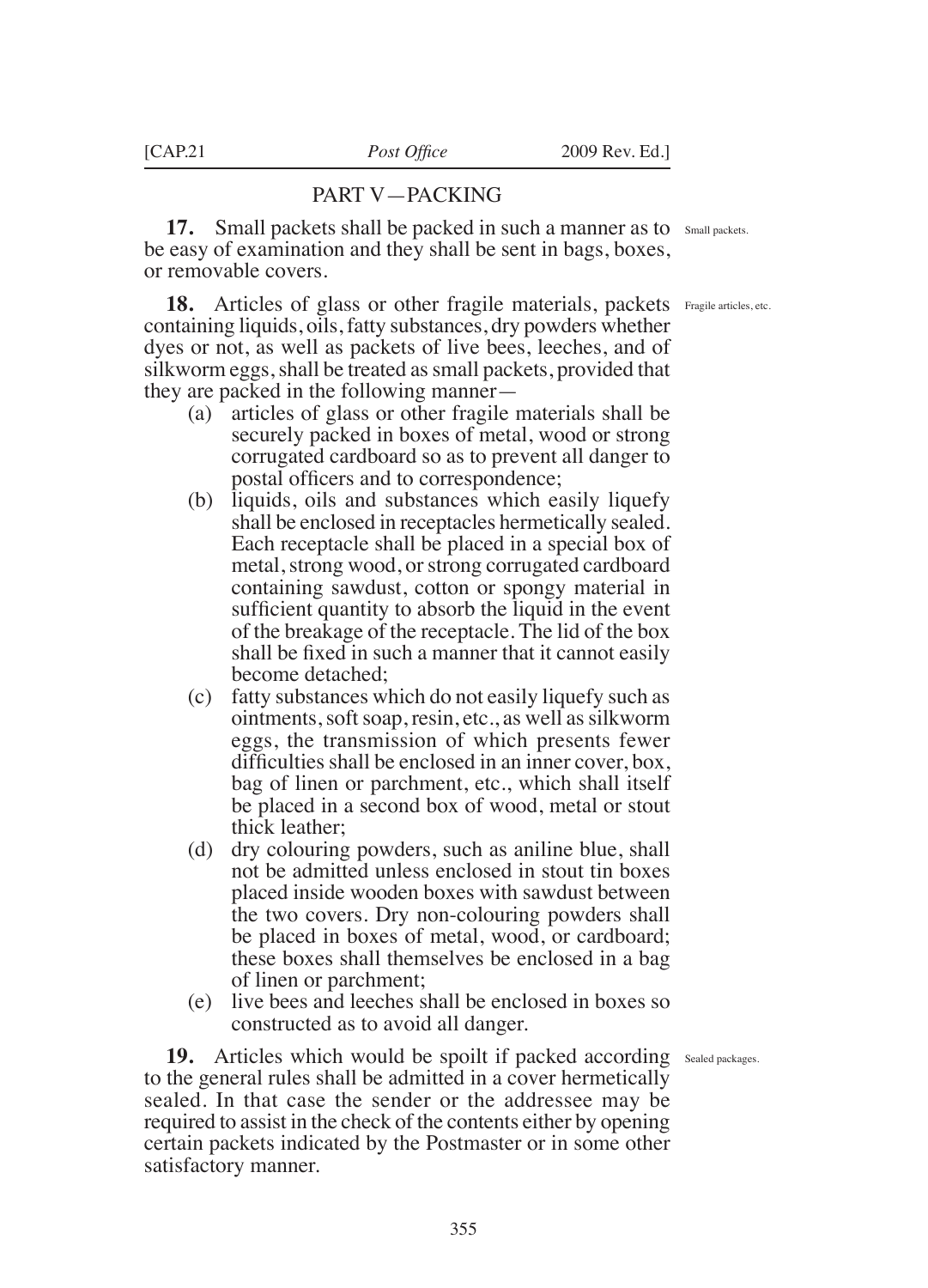## PART V—PACKING

**17.** Small packets shall be packed in such a manner as to be easy of examination and they shall be sent in bags, boxes, or removable covers.

Small packets.

**18.** Articles of glass or other fragile materials, packets containing liquids, oils, fatty substances, dry powders whether dyes or not, as well as packets of live bees, leeches, and of silkworm eggs, shall be treated as small packets, provided that they are packed in the following manner—

Fragile articles, etc.

(a) articles of glass or other fragile materials shall be securely packed in boxes of metal, wood or strong corrugated cardboard so as to prevent all danger to postal officers and to correspondence;

(b) liquids, oils and substances which easily liquefy shall be enclosed in receptacles hermetically sealed. Each receptacle shall be placed in a special box of metal, strong wood, or strong corrugated cardboard containing sawdust, cotton or spongy material in sufficient quantity to absorb the liquid in the event of the breakage of the receptacle. The lid of the box shall be fixed in such a manner that it cannot easily become detached;

(c) fatty substances which do not easily liquefy such as ointments, soft soap, resin, etc., as well as silkworm eggs, the transmission of which presents fewer difficulties shall be enclosed in an inner cover, box, bag of linen or parchment, etc., which shall itself be placed in a second box of wood, metal or stout thick leather;

(d) dry colouring powders, such as aniline blue, shall not be admitted unless enclosed in stout tin boxes placed inside wooden boxes with sawdust between the two covers. Dry non-colouring powders shall be placed in boxes of metal, wood, or cardboard; these boxes shall themselves be enclosed in a bag of linen or parchment;

(e) live bees and leeches shall be enclosed in boxes so constructed as to avoid all danger.

**19.** Articles which would be spoilt if packed according to the general rules shall be admitted in a cover hermetically sealed. In that case the sender or the addressee may be required to assist in the check of the contents either by opening certain packets indicated by the Postmaster or in some other satisfactory manner.

Sealed packages.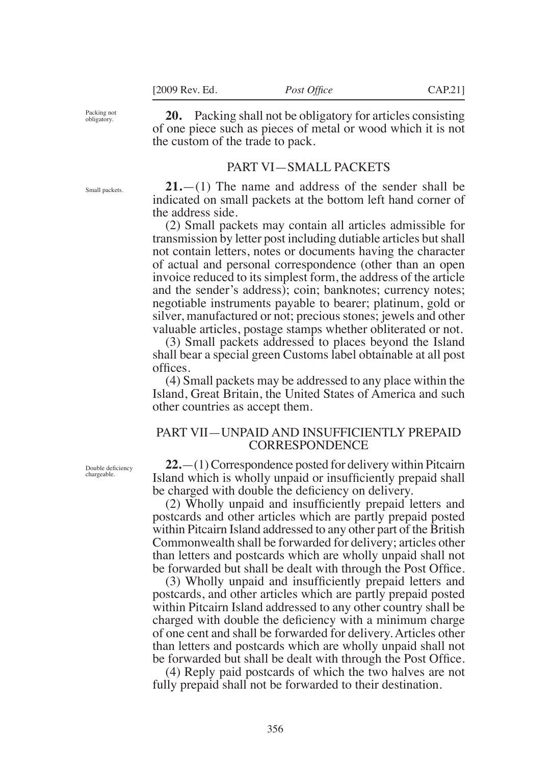Packing not obligatory.

**20.** Packing shall not be obligatory for articles consisting of one piece such as pieces of metal or wood which it is not the custom of the trade to pack.

## PART VI—SMALL PACKETS

Small packets.

**21.**—(1) The name and address of the sender shall be indicated on small packets at the bottom left hand corner of the address side.

(2) Small packets may contain all articles admissible for transmission by letter post including dutiable articles but shall not contain letters, notes or documents having the character of actual and personal correspondence (other than an open invoice reduced to its simplest form, the address of the article and the sender's address); coin; banknotes; currency notes; negotiable instruments payable to bearer; platinum, gold or silver, manufactured or not; precious stones; jewels and other valuable articles, postage stamps whether obliterated or not.

(3) Small packets addressed to places beyond the Island shall bear a special green Customs label obtainable at all post offices.

(4) Small packets may be addressed to any place within the Island, Great Britain, the United States of America and such other countries as accept them.

## PART VII—UNPAID AND INSUFFICIENTLY PREPAID CORRESPONDENCE

Double deficiency chargeable.

**22.**—(1) Correspondence posted for delivery within Pitcairn Island which is wholly unpaid or insufficiently prepaid shall be charged with double the deficiency on delivery.

(2) Wholly unpaid and insufficiently prepaid letters and postcards and other articles which are partly prepaid posted within Pitcairn Island addressed to any other part of the British Commonwealth shall be forwarded for delivery; articles other than letters and postcards which are wholly unpaid shall not be forwarded but shall be dealt with through the Post Office.

(3) Wholly unpaid and insufficiently prepaid letters and postcards, and other articles which are partly prepaid posted within Pitcairn Island addressed to any other country shall be charged with double the deficiency with a minimum charge of one cent and shall be forwarded for delivery. Articles other than letters and postcards which are wholly unpaid shall not be forwarded but shall be dealt with through the Post Office.

(4) Reply paid postcards of which the two halves are not fully prepaid shall not be forwarded to their destination.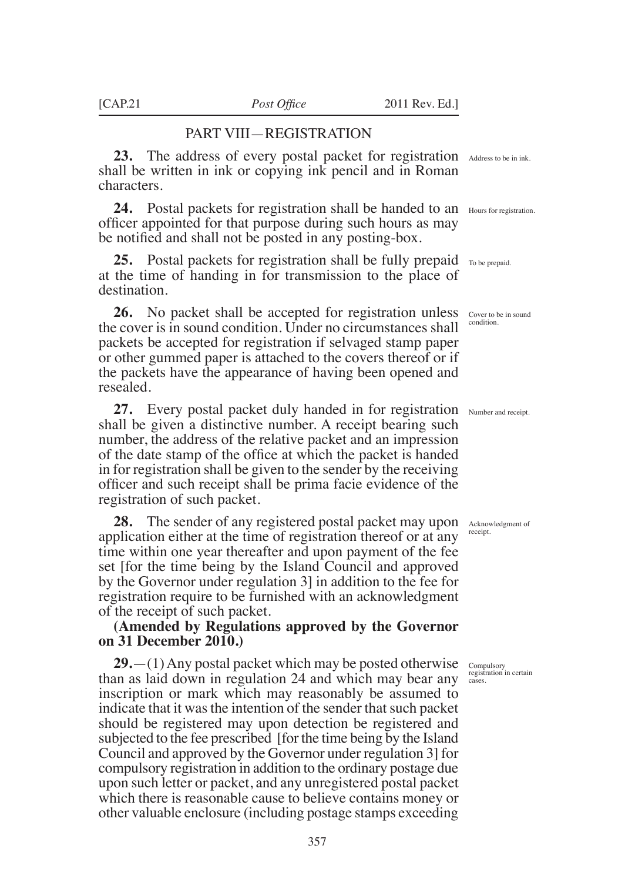## PART VIII—REGISTRATION

**23.** The address of every postal packet for registration shall be written in ink or copying ink pencil and in Roman characters.

Address to be in ink.

**24.** Postal packets for registration shall be handed to an officer appointed for that purpose during such hours as may be notified and shall not be posted in any posting-box.

Hours for registration.

**25.** Postal packets for registration shall be fully prepaid at the time of handing in for transmission to the place of destination.

To be prepaid.

**26.** No packet shall be accepted for registration unless the cover is in sound condition. Under no circumstances shall packets be accepted for registration if selvaged stamp paper or other gummed paper is attached to the covers thereof or if the packets have the appearance of having been opened and resealed.

Cover to be in sound condition.

**27.** Every postal packet duly handed in for registration shall be given a distinctive number. A receipt bearing such number, the address of the relative packet and an impression of the date stamp of the office at which the packet is handed in for registration shall be given to the sender by the receiving officer and such receipt shall be prima facie evidence of the registration of such packet.

Number and receipt.

**28.** The sender of any registered postal packet may upon application either at the time of registration thereof or at any time within one year thereafter and upon payment of the fee set [for the time being by the Island Council and approved by the Governor under regulation 3] in addition to the fee for registration require to be furnished with an acknowledgment of the receipt of such packet.

Acknowledgment of receipt.

**(Amended by Regulations approved by the Governor on 31 December 2010.)**

**29.**—(1) Any postal packet which may be posted otherwise than as laid down in regulation 24 and which may bear any inscription or mark which may reasonably be assumed to indicate that it was the intention of the sender that such packet should be registered may upon detection be registered and subjected to the fee prescribed [for the time being by the Island Council and approved by the Governor under regulation 3] for compulsory registration in addition to the ordinary postage due upon such letter or packet, and any unregistered postal packet which there is reasonable cause to believe contains money or other valuable enclosure (including postage stamps exceeding

Compulsory registration in certain cases.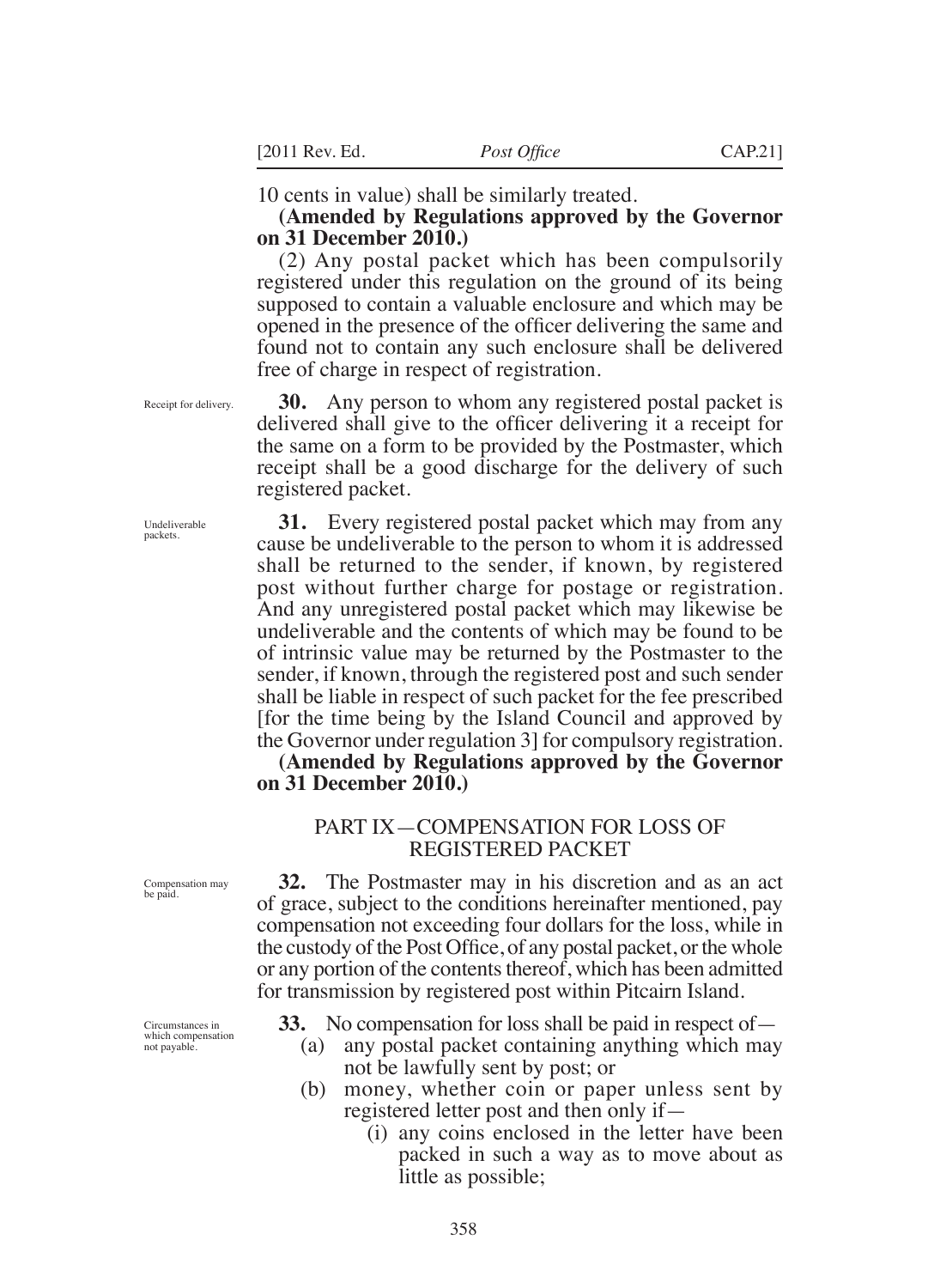10 cents in value) shall be similarly treated.

**(Amended by Regulations approved by the Governor on 31 December 2010.)**

(2) Any postal packet which has been compulsorily registered under this regulation on the ground of its being supposed to contain a valuable enclosure and which may be opened in the presence of the officer delivering the same and found not to contain any such enclosure shall be delivered free of charge in respect of registration.

Receipt for delivery.

**30.** Any person to whom any registered postal packet is delivered shall give to the officer delivering it a receipt for the same on a form to be provided by the Postmaster, which receipt shall be a good discharge for the delivery of such registered packet.

Undeliverable packets.

**31.** Every registered postal packet which may from any cause be undeliverable to the person to whom it is addressed shall be returned to the sender, if known, by registered post without further charge for postage or registration. And any unregistered postal packet which may likewise be undeliverable and the contents of which may be found to be of intrinsic value may be returned by the Postmaster to the sender, if known, through the registered post and such sender shall be liable in respect of such packet for the fee prescribed [for the time being by the Island Council and approved by the Governor under regulation 3] for compulsory registration.

**(Amended by Regulations approved by the Governor on 31 December 2010.)**

## PART IX—COMPENSATION FOR LOSS OF REGISTERED PACKET

Compensation may be paid.

**32.** The Postmaster may in his discretion and as an act of grace, subject to the conditions hereinafter mentioned, pay compensation not exceeding four dollars for the loss, while in the custody of the Post Office, of any postal packet, or the whole or any portion of the contents thereof, which has been admitted for transmission by registered post within Pitcairn Island.

Circumstances in which compensation not payable.

**33.** No compensation for loss shall be paid in respect of—

(a) any postal packet containing anything which may not be lawfully sent by post; or

(b) money, whether coin or paper unless sent by registered letter post and then only if—

(i) any coins enclosed in the letter have been packed in such a way as to move about as little as possible;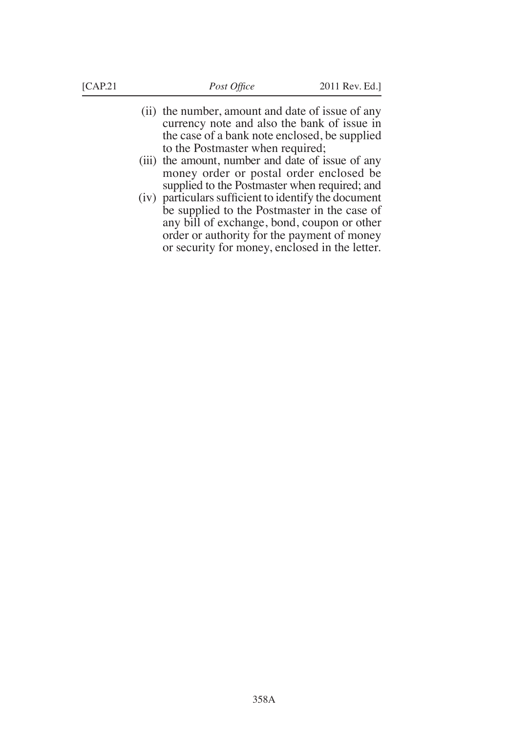(ii) the number, amount and date of issue of any currency note and also the bank of issue in the case of a bank note enclosed, be supplied to the Postmaster when required;

(iii) the amount, number and date of issue of any money order or postal order enclosed be supplied to the Postmaster when required; and

(iv) particulars sufficient to identify the document be supplied to the Postmaster in the case of any bill of exchange, bond, coupon or other order or authority for the payment of money or security for money, enclosed in the letter.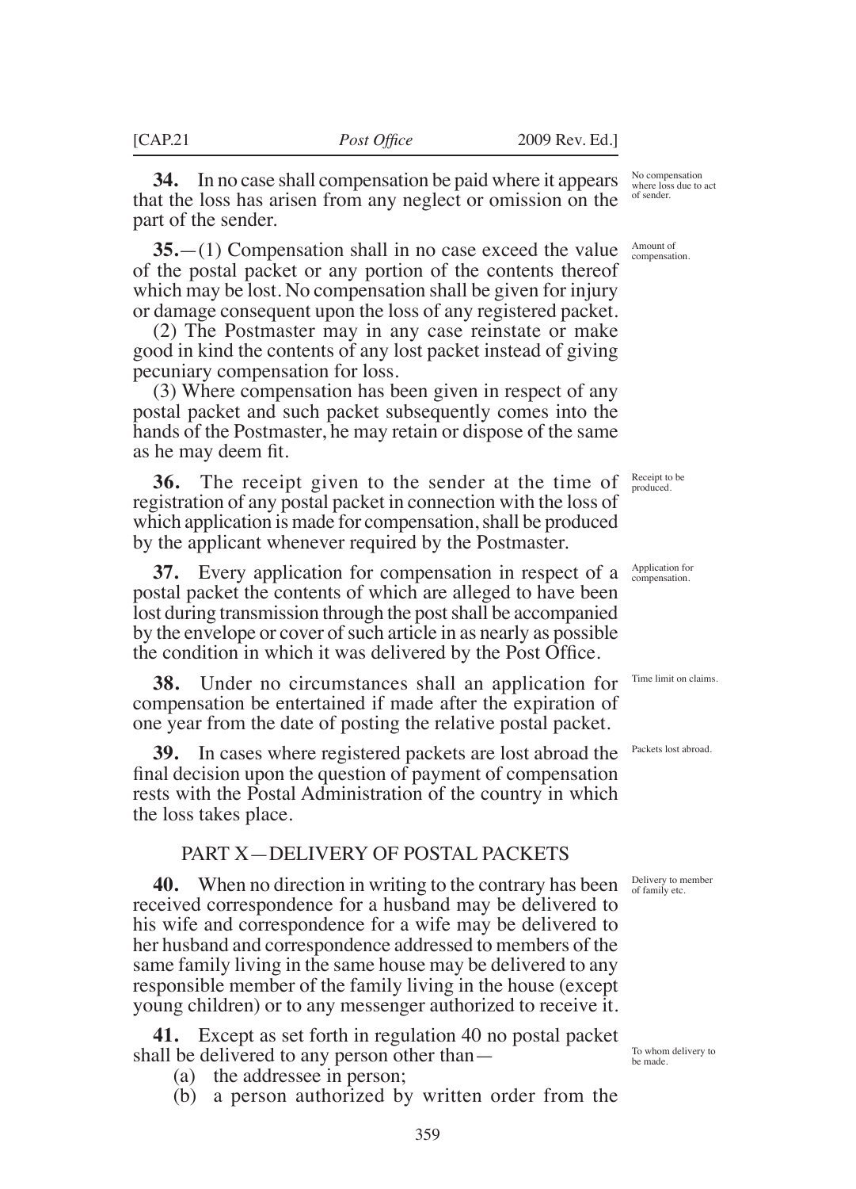**34.** In no case shall compensation be paid where it appears that the loss has arisen from any neglect or omission on the part of the sender.

No compensation where loss due to act of sender.

**35.**—(1) Compensation shall in no case exceed the value of the postal packet or any portion of the contents thereof which may be lost. No compensation shall be given for injury or damage consequent upon the loss of any registered packet.

Amount of compensation.

(2) The Postmaster may in any case reinstate or make good in kind the contents of any lost packet instead of giving pecuniary compensation for loss.

(3) Where compensation has been given in respect of any postal packet and such packet subsequently comes into the hands of the Postmaster, he may retain or dispose of the same as he may deem fit.

**36.** The receipt given to the sender at the time of registration of any postal packet in connection with the loss of which application is made for compensation, shall be produced by the applicant whenever required by the Postmaster.

Receipt to be produced.

**37.** Every application for compensation in respect of a postal packet the contents of which are alleged to have been lost during transmission through the post shall be accompanied by the envelope or cover of such article in as nearly as possible the condition in which it was delivered by the Post Office.

Application for compensation.

**38.** Under no circumstances shall an application for compensation be entertained if made after the expiration of one year from the date of posting the relative postal packet.

Time limit on claims.

**39.** In cases where registered packets are lost abroad the final decision upon the question of payment of compensation rests with the Postal Administration of the country in which the loss takes place.

Packets lost abroad.

## PART X—DELIVERY OF POSTAL PACKETS

**40.** When no direction in writing to the contrary has been received correspondence for a husband may be delivered to his wife and correspondence for a wife may be delivered to her husband and correspondence addressed to members of the same family living in the same house may be delivered to any responsible member of the family living in the house (except young children) or to any messenger authorized to receive it.

Delivery to member of family etc.

**41.** Except as set forth in regulation 40 no postal packet shall be delivered to any person other than—

To whom delivery to be made.

(a) the addressee in person;

(b) a person authorized by written order from the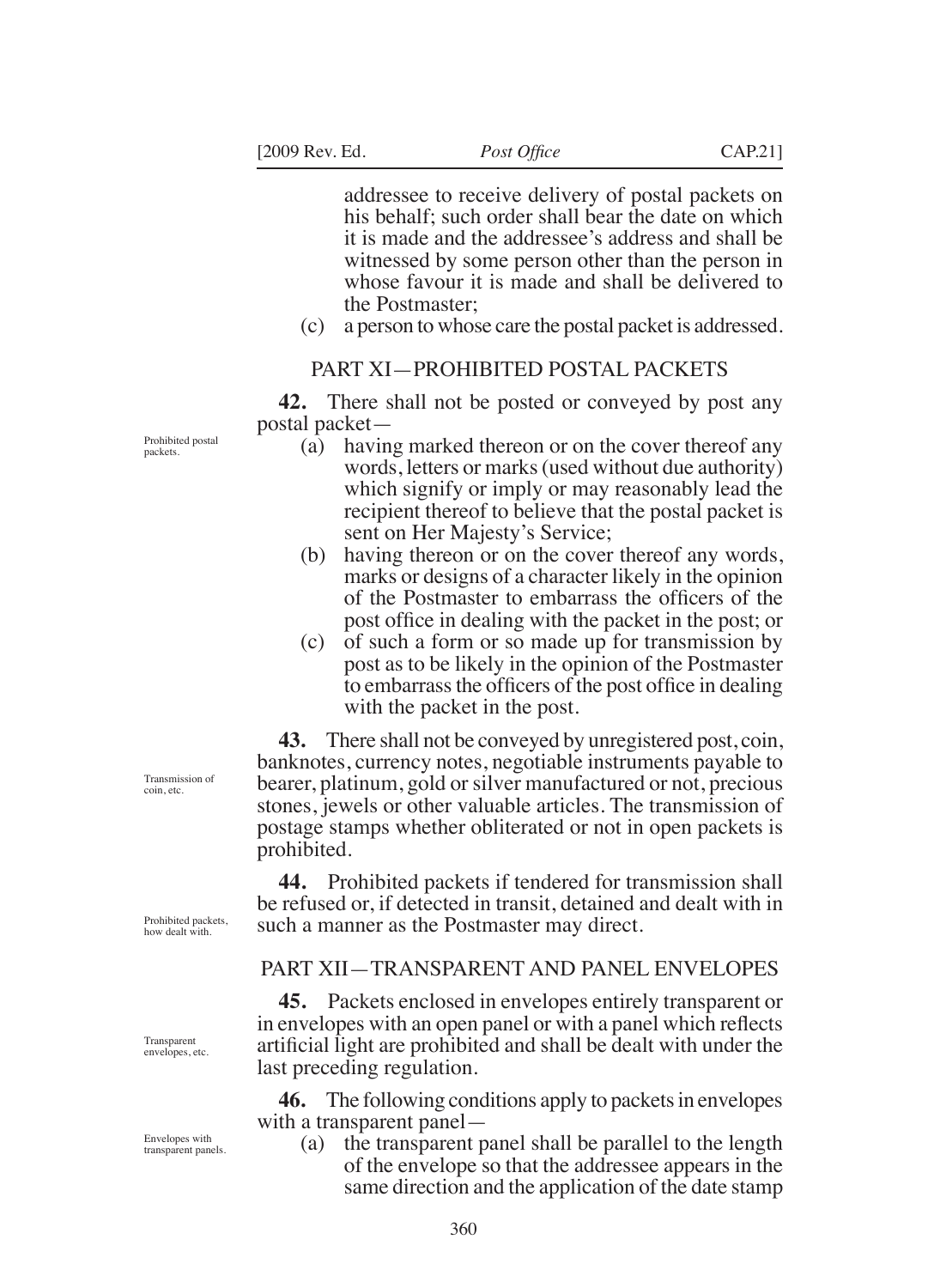addressee to receive delivery of postal packets on his behalf; such order shall bear the date on which it is made and the addressee's address and shall be witnessed by some person other than the person in whose favour it is made and shall be delivered to the Postmaster;

(c) a person to whose care the postal packet is addressed.

## PART XI—PROHIBITED POSTAL PACKETS

Prohibited postal packets.

**42.** There shall not be posted or conveyed by post any postal packet—

(a) having marked thereon or on the cover thereof any words, letters or marks (used without due authority) which signify or imply or may reasonably lead the recipient thereof to believe that the postal packet is sent on Her Majesty's Service;

(b) having thereon or on the cover thereof any words, marks or designs of a character likely in the opinion of the Postmaster to embarrass the officers of the post office in dealing with the packet in the post; or

(c) of such a form or so made up for transmission by post as to be likely in the opinion of the Postmaster to embarrass the officers of the post office in dealing with the packet in the post.

Transmission of coin, etc.

**43.** There shall not be conveyed by unregistered post, coin, banknotes, currency notes, negotiable instruments payable to bearer, platinum, gold or silver manufactured or not, precious stones, jewels or other valuable articles. The transmission of postage stamps whether obliterated or not in open packets is prohibited.

Prohibited packets, how dealt with.

**44.** Prohibited packets if tendered for transmission shall be refused or, if detected in transit, detained and dealt with in such a manner as the Postmaster may direct.

## PART XII—TRANSPARENT AND PANEL ENVELOPES

Transparent envelopes, etc.

**45.** Packets enclosed in envelopes entirely transparent or in envelopes with an open panel or with a panel which reflects artificial light are prohibited and shall be dealt with under the last preceding regulation.

Envelopes with transparent panels.

**46.** The following conditions apply to packets in envelopes with a transparent panel—

(a) the transparent panel shall be parallel to the length of the envelope so that the addressee appears in the same direction and the application of the date stamp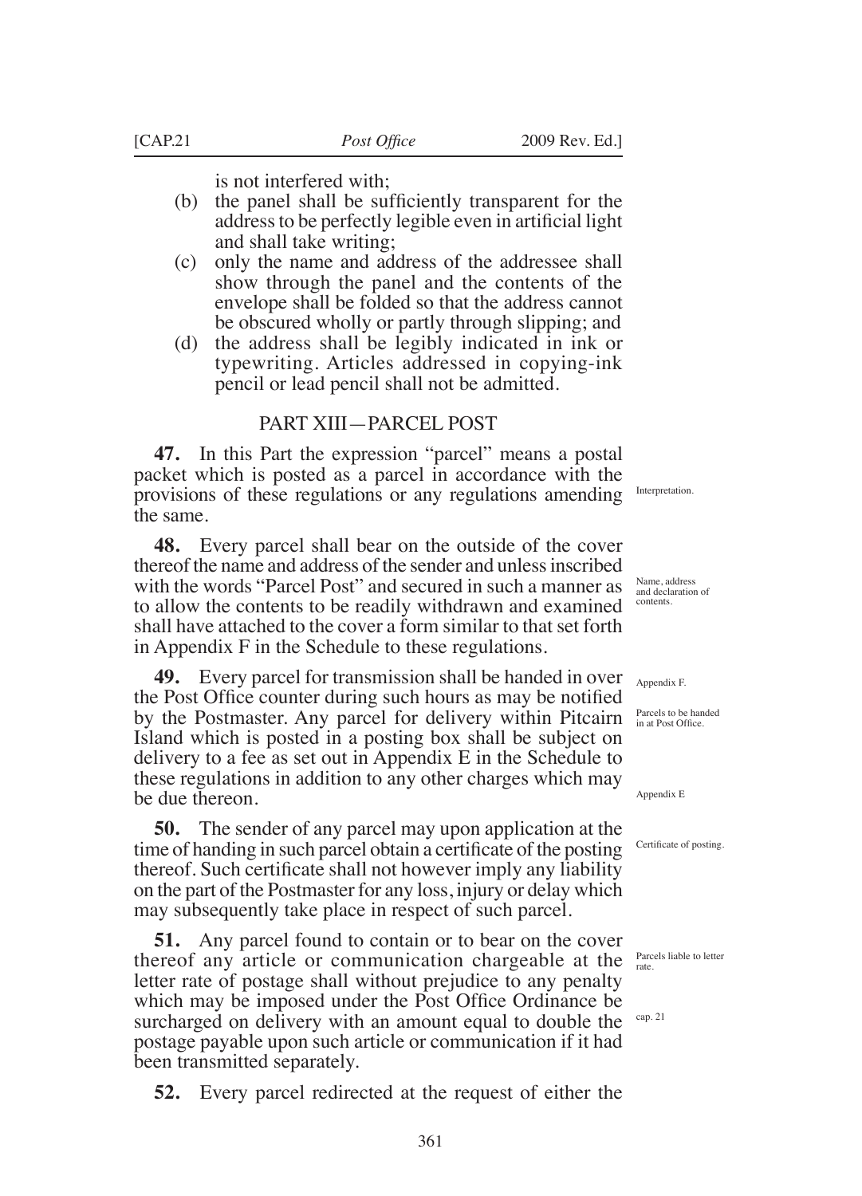is not interfered with;

(b) the panel shall be sufficiently transparent for the address to be perfectly legible even in artificial light and shall take writing;

(c) only the name and address of the addressee shall show through the panel and the contents of the envelope shall be folded so that the address cannot be obscured wholly or partly through slipping; and

(d) the address shall be legibly indicated in ink or typewriting. Articles addressed in copying-ink pencil or lead pencil shall not be admitted.

## PART XIII—PARCEL POST

Interpretation.

**47.** In this Part the expression "parcel" means a postal packet which is posted as a parcel in accordance with the provisions of these regulations or any regulations amending the same.

Name, address and declaration of contents.

**48.** Every parcel shall bear on the outside of the cover thereof the name and address of the sender and unless inscribed with the words "Parcel Post" and secured in such a manner as to allow the contents to be readily withdrawn and examined shall have attached to the cover a form similar to that set forth in Appendix F in the Schedule to these regulations.

Appendix F.

Parcels to be handed in at Post Office.

**49.** Every parcel for transmission shall be handed in over the Post Office counter during such hours as may be notified by the Postmaster. Any parcel for delivery within Pitcairn Island which is posted in a posting box shall be subject on delivery to a fee as set out in Appendix E in the Schedule to these regulations in addition to any other charges which may be due thereon.

Appendix E

Certificate of posting.

**50.** The sender of any parcel may upon application at the time of handing in such parcel obtain a certificate of the posting thereof. Such certificate shall not however imply any liability on the part of the Postmaster for any loss, injury or delay which may subsequently take place in respect of such parcel.

Parcels liable to letter rate.

**51.** Any parcel found to contain or to bear on the cover thereof any article or communication chargeable at the letter rate of postage shall without prejudice to any penalty which may be imposed under the Post Office Ordinance be surcharged on delivery with an amount equal to double the postage payable upon such article or communication if it had been transmitted separately.

cap. 21

**52.** Every parcel redirected at the request of either the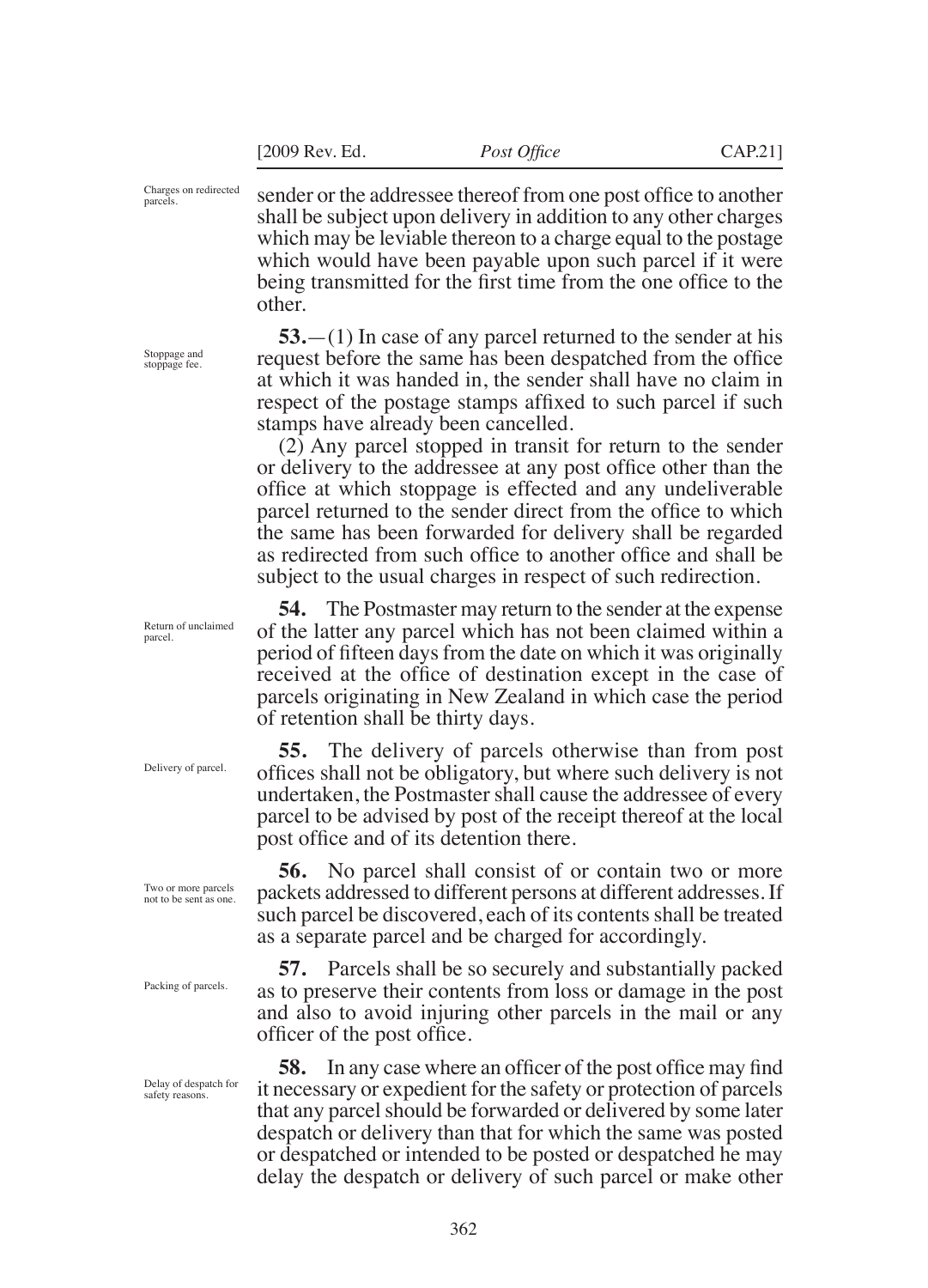Charges on redirected parcels.

sender or the addressee thereof from one post office to another shall be subject upon delivery in addition to any other charges which may be leviable thereon to a charge equal to the postage which would have been payable upon such parcel if it were being transmitted for the first time from the one office to the other.

Stoppage and stoppage fee.

**53.**—(1) In case of any parcel returned to the sender at his request before the same has been despatched from the office at which it was handed in, the sender shall have no claim in respect of the postage stamps affixed to such parcel if such stamps have already been cancelled.

(2) Any parcel stopped in transit for return to the sender or delivery to the addressee at any post office other than the office at which stoppage is effected and any undeliverable parcel returned to the sender direct from the office to which the same has been forwarded for delivery shall be regarded as redirected from such office to another office and shall be subject to the usual charges in respect of such redirection.

Return of unclaimed parcel.

**54.** The Postmaster may return to the sender at the expense of the latter any parcel which has not been claimed within a period of fifteen days from the date on which it was originally received at the office of destination except in the case of parcels originating in New Zealand in which case the period of retention shall be thirty days.

Delivery of parcel.

**55.** The delivery of parcels otherwise than from post offices shall not be obligatory, but where such delivery is not undertaken, the Postmaster shall cause the addressee of every parcel to be advised by post of the receipt thereof at the local post office and of its detention there.

Two or more parcels not to be sent as one.

**56.** No parcel shall consist of or contain two or more packets addressed to different persons at different addresses. If such parcel be discovered, each of its contents shall be treated as a separate parcel and be charged for accordingly.

Packing of parcels.

**57.** Parcels shall be so securely and substantially packed as to preserve their contents from loss or damage in the post and also to avoid injuring other parcels in the mail or any officer of the post office.

Delay of despatch for safety reasons.

**58.** In any case where an officer of the post office may find it necessary or expedient for the safety or protection of parcels that any parcel should be forwarded or delivered by some later despatch or delivery than that for which the same was posted or despatched or intended to be posted or despatched he may delay the despatch or delivery of such parcel or make other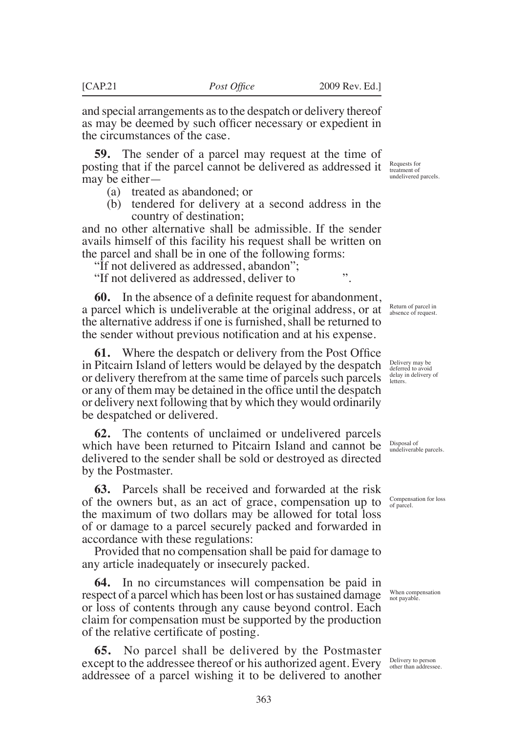and special arrangements as to the despatch or delivery thereof as may be deemed by such officer necessary or expedient in the circumstances of the case.

Requests for treatment of undelivered parcels.

**59.** The sender of a parcel may request at the time of posting that if the parcel cannot be delivered as addressed it may be either—

(a) treated as abandoned; or

(b) tendered for delivery at a second address in the country of destination;

and no other alternative shall be admissible. If the sender avails himself of this facility his request shall be written on the parcel and shall be in one of the following forms:

"If not delivered as addressed, abandon";

"If not delivered as addressed, deliver to ".

Return of parcel in absence of request.

**60.** In the absence of a definite request for abandonment, a parcel which is undeliverable at the original address, or at the alternative address if one is furnished, shall be returned to the sender without previous notification and at his expense.

Delivery may be deferred to avoid delay in delivery of letters.

**61.** Where the despatch or delivery from the Post Office in Pitcairn Island of letters would be delayed by the despatch or delivery therefrom at the same time of parcels such parcels or any of them may be detained in the office until the despatch or delivery next following that by which they would ordinarily be despatched or delivered.

Disposal of undeliverable parcels.

**62.** The contents of unclaimed or undelivered parcels which have been returned to Pitcairn Island and cannot be delivered to the sender shall be sold or destroyed as directed by the Postmaster.

Compensation for loss of parcel.

**63.** Parcels shall be received and forwarded at the risk of the owners but, as an act of grace, compensation up to the maximum of two dollars may be allowed for total loss of or damage to a parcel securely packed and forwarded in accordance with these regulations:

Provided that no compensation shall be paid for damage to any article inadequately or insecurely packed.

When compensation not payable.

**64.** In no circumstances will compensation be paid in respect of a parcel which has been lost or has sustained damage or loss of contents through any cause beyond control. Each claim for compensation must be supported by the production of the relative certificate of posting.

Delivery to person other than addressee.

**65.** No parcel shall be delivered by the Postmaster except to the addressee thereof or his authorized agent. Every addressee of a parcel wishing it to be delivered to another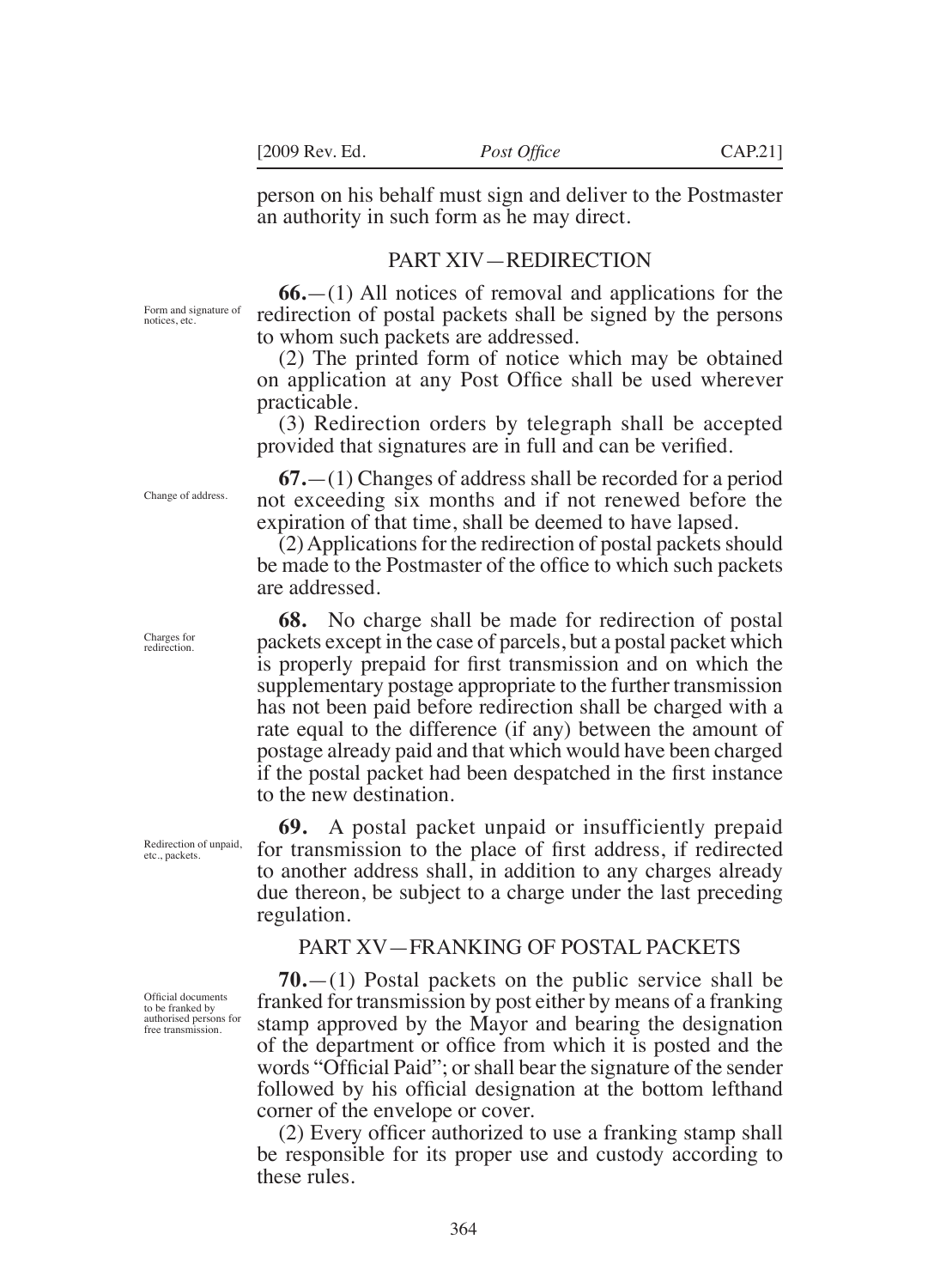person on his behalf must sign and deliver to the Postmaster an authority in such form as he may direct.

## PART XIV—REDIRECTION

Form and signature of notices, etc.

**66.**—(1) All notices of removal and applications for the redirection of postal packets shall be signed by the persons to whom such packets are addressed.

(2) The printed form of notice which may be obtained on application at any Post Office shall be used wherever practicable.

(3) Redirection orders by telegraph shall be accepted provided that signatures are in full and can be verified.

Change of address.

**67.**—(1) Changes of address shall be recorded for a period not exceeding six months and if not renewed before the expiration of that time, shall be deemed to have lapsed.

(2) Applications for the redirection of postal packets should be made to the Postmaster of the office to which such packets are addressed.

Charges for redirection.

**68.** No charge shall be made for redirection of postal packets except in the case of parcels, but a postal packet which is properly prepaid for first transmission and on which the supplementary postage appropriate to the further transmission has not been paid before redirection shall be charged with a rate equal to the difference (if any) between the amount of postage already paid and that which would have been charged if the postal packet had been despatched in the first instance to the new destination.

Redirection of unpaid, etc., packets.

**69.** A postal packet unpaid or insufficiently prepaid for transmission to the place of first address, if redirected to another address shall, in addition to any charges already due thereon, be subject to a charge under the last preceding regulation.

## PART XV—FRANKING OF POSTAL PACKETS

Official documents to be franked by authorised persons for free transmission.

**70.**—(1) Postal packets on the public service shall be franked for transmission by post either by means of a franking stamp approved by the Mayor and bearing the designation of the department or office from which it is posted and the words "Official Paid"; or shall bear the signature of the sender followed by his official designation at the bottom lefthand corner of the envelope or cover.

(2) Every officer authorized to use a franking stamp shall be responsible for its proper use and custody according to these rules.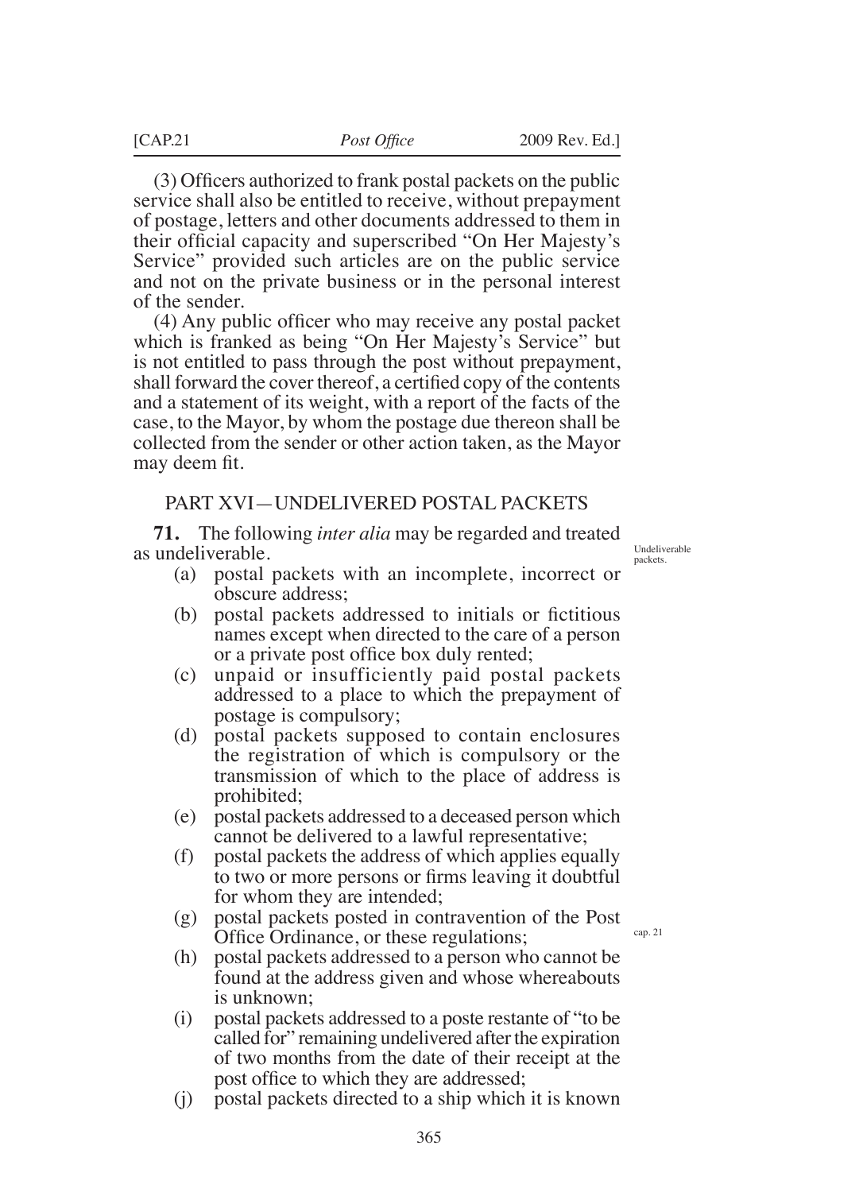(3) Officers authorized to frank postal packets on the public service shall also be entitled to receive, without prepayment of postage, letters and other documents addressed to them in their official capacity and superscribed "On Her Majesty's Service" provided such articles are on the public service and not on the private business or in the personal interest of the sender.

(4) Any public officer who may receive any postal packet which is franked as being "On Her Majesty's Service" but is not entitled to pass through the post without prepayment, shall forward the cover thereof, a certified copy of the contents and a statement of its weight, with a report of the facts of the case, to the Mayor, by whom the postage due thereon shall be collected from the sender or other action taken, as the Mayor may deem fit.

## PART XVI—UNDELIVERED POSTAL PACKETS

Undeliverable packets.

**71.** The following *inter alia* may be regarded and treated as undeliverable.

- (a) postal packets with an incomplete, incorrect or obscure address;
- (b) postal packets addressed to initials or fictitious names except when directed to the care of a person or a private post office box duly rented;
- (c) unpaid or insufficiently paid postal packets addressed to a place to which the prepayment of postage is compulsory;
- (d) postal packets supposed to contain enclosures the registration of which is compulsory or the transmission of which to the place of address is prohibited;
- (e) postal packets addressed to a deceased person which cannot be delivered to a lawful representative;
- (f) postal packets the address of which applies equally to two or more persons or firms leaving it doubtful for whom they are intended;
- (g) postal packets posted in contravention of the Post Office Ordinance, or these regulations; (cap. 21)
- (h) postal packets addressed to a person who cannot be found at the address given and whose whereabouts is unknown;
- (i) postal packets addressed to a poste restante of "to be called for" remaining undelivered after the expiration of two months from the date of their receipt at the post office to which they are addressed;
- (j) postal packets directed to a ship which it is known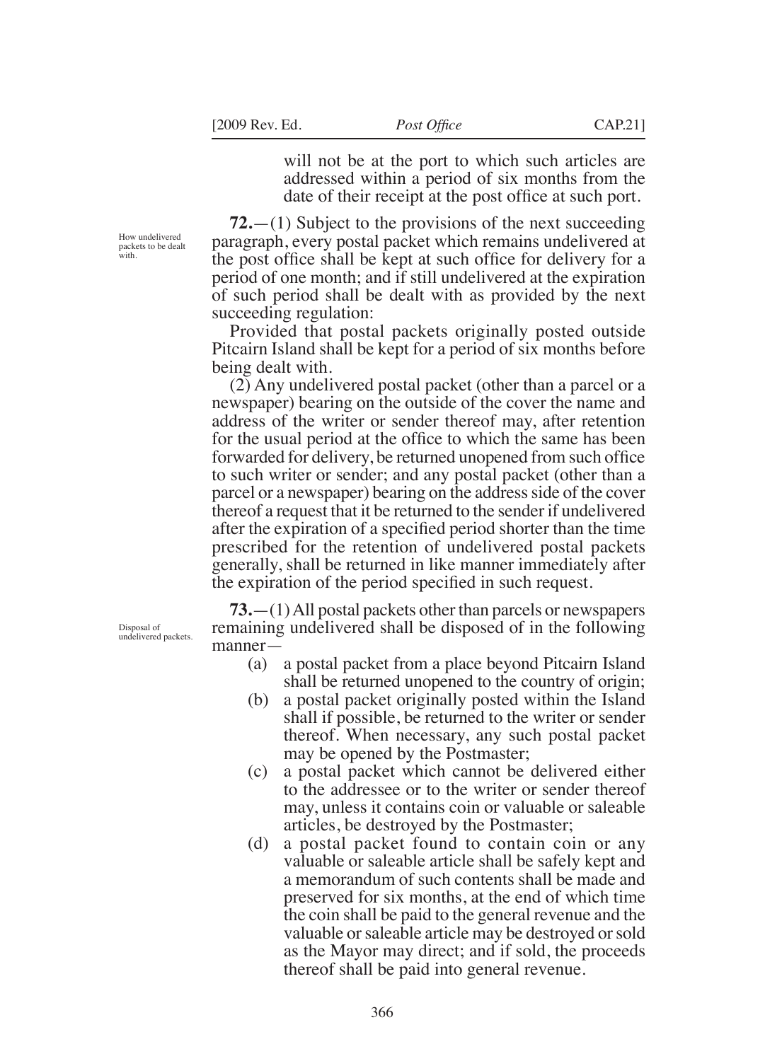will not be at the port to which such articles are addressed within a period of six months from the date of their receipt at the post office at such port.

How undelivered packets to be dealt with.

**72.**—(1) Subject to the provisions of the next succeeding paragraph, every postal packet which remains undelivered at the post office shall be kept at such office for delivery for a period of one month; and if still undelivered at the expiration of such period shall be dealt with as provided by the next succeeding regulation:

Provided that postal packets originally posted outside Pitcairn Island shall be kept for a period of six months before being dealt with.

(2) Any undelivered postal packet (other than a parcel or a newspaper) bearing on the outside of the cover the name and address of the writer or sender thereof may, after retention for the usual period at the office to which the same has been forwarded for delivery, be returned unopened from such office to such writer or sender; and any postal packet (other than a parcel or a newspaper) bearing on the address side of the cover thereof a request that it be returned to the sender if undelivered after the expiration of a specified period shorter than the time prescribed for the retention of undelivered postal packets generally, shall be returned in like manner immediately after the expiration of the period specified in such request.

Disposal of undelivered packets.

**73.**—(1) All postal packets other than parcels or newspapers remaining undelivered shall be disposed of in the following manner—

(a) a postal packet from a place beyond Pitcairn Island shall be returned unopened to the country of origin;

(b) a postal packet originally posted within the Island shall if possible, be returned to the writer or sender thereof. When necessary, any such postal packet may be opened by the Postmaster;

(c) a postal packet which cannot be delivered either to the addressee or to the writer or sender thereof may, unless it contains coin or valuable or saleable articles, be destroyed by the Postmaster;

(d) a postal packet found to contain coin or any valuable or saleable article shall be safely kept and a memorandum of such contents shall be made and preserved for six months, at the end of which time the coin shall be paid to the general revenue and the valuable or saleable article may be destroyed or sold as the Mayor may direct; and if sold, the proceeds thereof shall be paid into general revenue.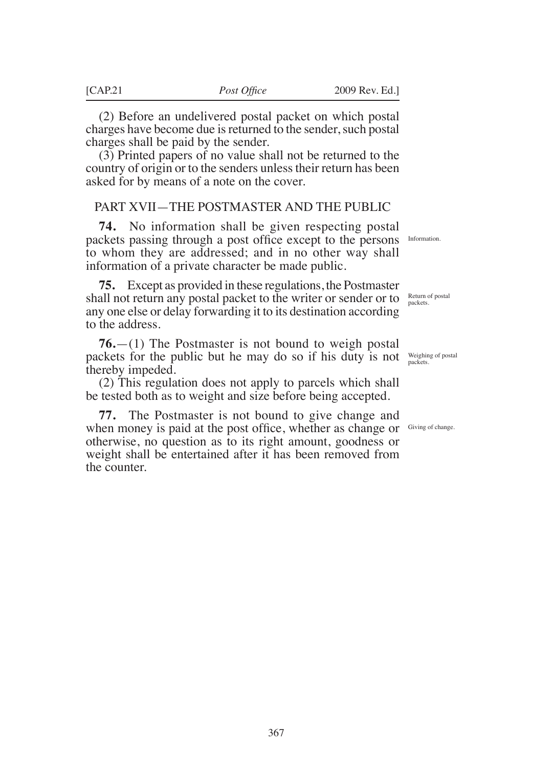(2) Before an undelivered postal packet on which postal charges have become due is returned to the sender, such postal charges shall be paid by the sender.

(3) Printed papers of no value shall not be returned to the country of origin or to the senders unless their return has been asked for by means of a note on the cover.

## PART XVII—THE POSTMASTER AND THE PUBLIC

Information.

**74.** No information shall be given respecting postal packets passing through a post office except to the persons to whom they are addressed; and in no other way shall information of a private character be made public.

Return of postal packets.

**75.** Except as provided in these regulations, the Postmaster shall not return any postal packet to the writer or sender or to any one else or delay forwarding it to its destination according to the address.

Weighing of postal packets.

**76.**—(1) The Postmaster is not bound to weigh postal packets for the public but he may do so if his duty is not thereby impeded.

(2) This regulation does not apply to parcels which shall be tested both as to weight and size before being accepted.

Giving of change.

**77.** The Postmaster is not bound to give change and when money is paid at the post office, whether as change or otherwise, no question as to its right amount, goodness or weight shall be entertained after it has been removed from the counter.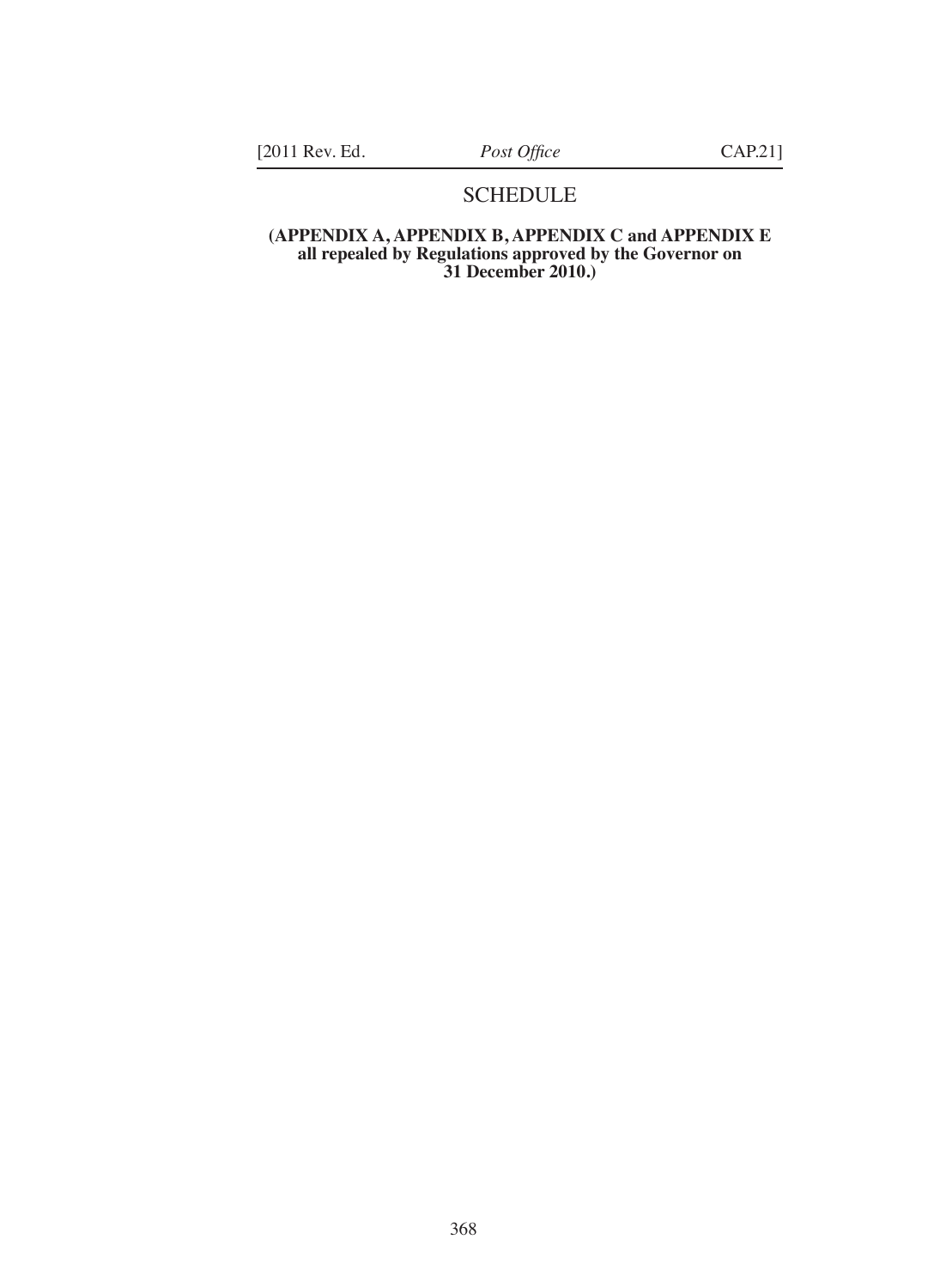## SCHEDULE

**(APPENDIX A, APPENDIX B, APPENDIX C and APPENDIX E all repealed by Regulations approved by the Governor on 31 December 2010.)**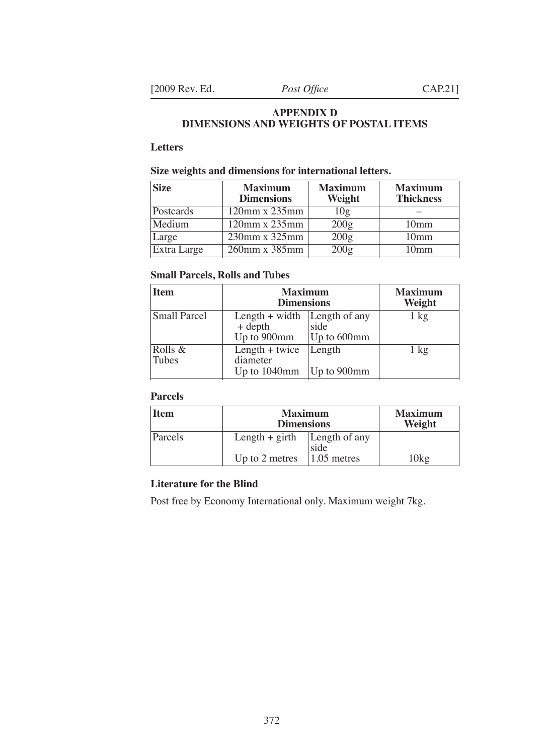## APPENDIX D
## DIMENSIONS AND WEIGHTS OF POSTAL ITEMS

### Letters

**Size weights and dimensions for international letters.**

| Size | Maximum Dimensions | Maximum Weight | Maximum Thickness |
|---|---|---|---|
| Postcards | 120mm x 235mm | 10g | – |
| Medium | 120mm x 235mm | 200g | 10mm |
| Large | 230mm x 325mm | 200g | 10mm |
| Extra Large | 260mm x 385mm | 200g | 10mm |

### Small Parcels, Rolls and Tubes

| Item | Maximum Dimensions | | Maximum Weight |
|---|---|---|---|
| Small Parcel | Length + width + depth Up to 900mm | Length of any side Up to 600mm | 1 kg |
| Rolls & Tubes | Length + twice diameter Up to 1040mm | Length Up to 900mm | 1 kg |

### Parcels

| Item | Maximum Dimensions | | Maximum Weight |
|---|---|---|---|
| Parcels | Length + girth Up to 2 metres | Length of any side 1.05 metres | 10kg |

### Literature for the Blind

Post free by Economy International only. Maximum weight 7kg.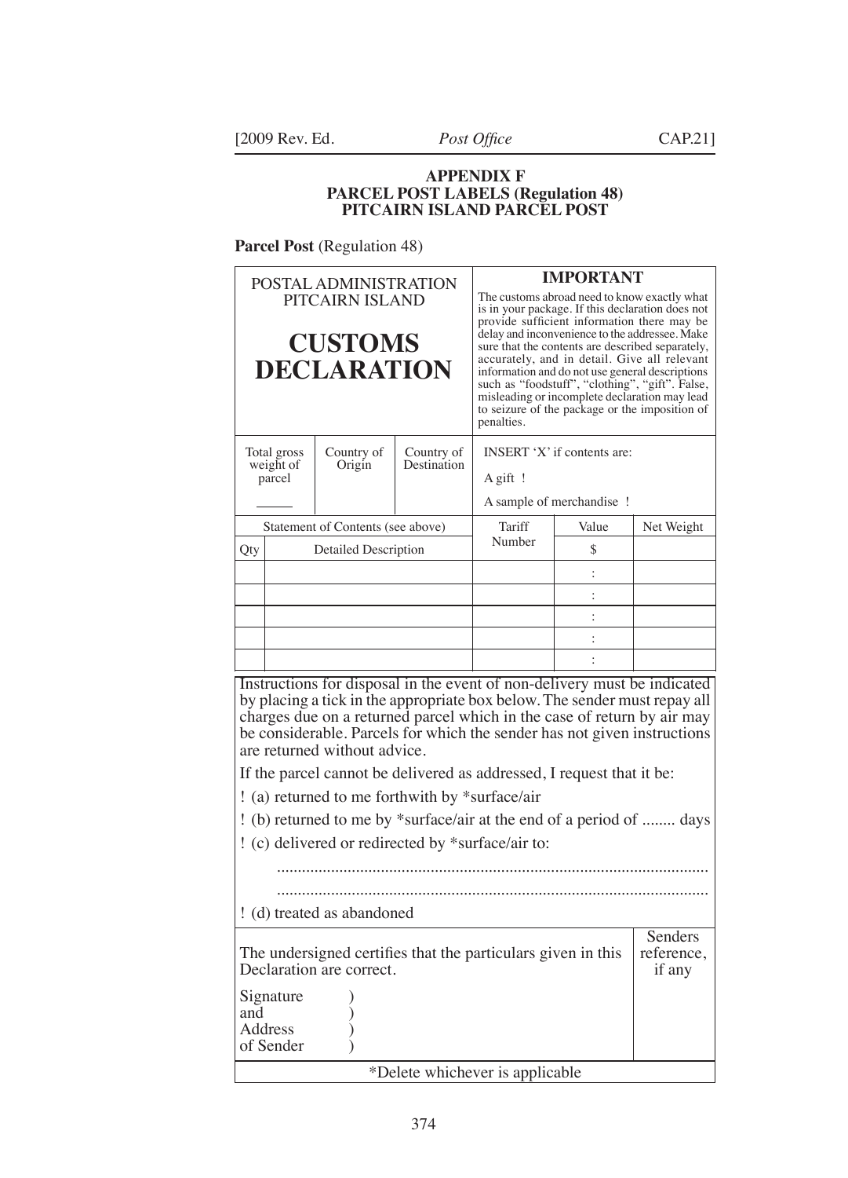## APPENDIX F
## PARCEL POST LABELS (Regulation 48)
## PITCAIRN ISLAND PARCEL POST

**Parcel Post** (Regulation 48)

| | | | | | | |
|---|---|---|---|---|---|---|
| POSTAL ADMINISTRATION PITCAIRN ISLAND **CUSTOMS DECLARATION** | | | | **IMPORTANT** The customs abroad need to know exactly what is in your package. If this declaration does not provide sufficient information there may be delay and inconvenience to the addressee. Make sure that the contents are described separately, accurately, and in detail. Give all relevant information and do not use general descriptions such as "foodstuff", "clothing", "gift". False, misleading or incomplete declaration may lead to seizure of the package or the imposition of penalties. | | |
| Total gross weight of parcel _____ | | Country of Origin | Country of Destination | INSERT 'X' if contents are: A gift ! A sample of merchandise ! | | |
| Statement of Contents (see above) | | | | Tariff Number | Value | Net Weight |
| Qty | Detailed Description | | | | $ | |
| | | | | | : | |
| | | | | | : | |
| | | | | | : | |
| | | | | | : | |
| | | | | | : | |

Instructions for disposal in the event of non-delivery must be indicated by placing a tick in the appropriate box below. The sender must repay all charges due on a returned parcel which in the case of return by air may be considerable. Parcels for which the sender has not given instructions are returned without advice.

If the parcel cannot be delivered as addressed, I request that it be:

! (a) returned to me forthwith by *surface/air

! (b) returned to me by *surface/air at the end of a period of ........ days

! (c) delivered or redirected by *surface/air to:

.......................................................................................................

.......................................................................................................

! (d) treated as abandoned

| | |
|---|---|
| The undersigned certifies that the particulars given in this Declaration are correct. Signature and Address of Sender ) | Senders reference, if any |

*Delete whichever is applicable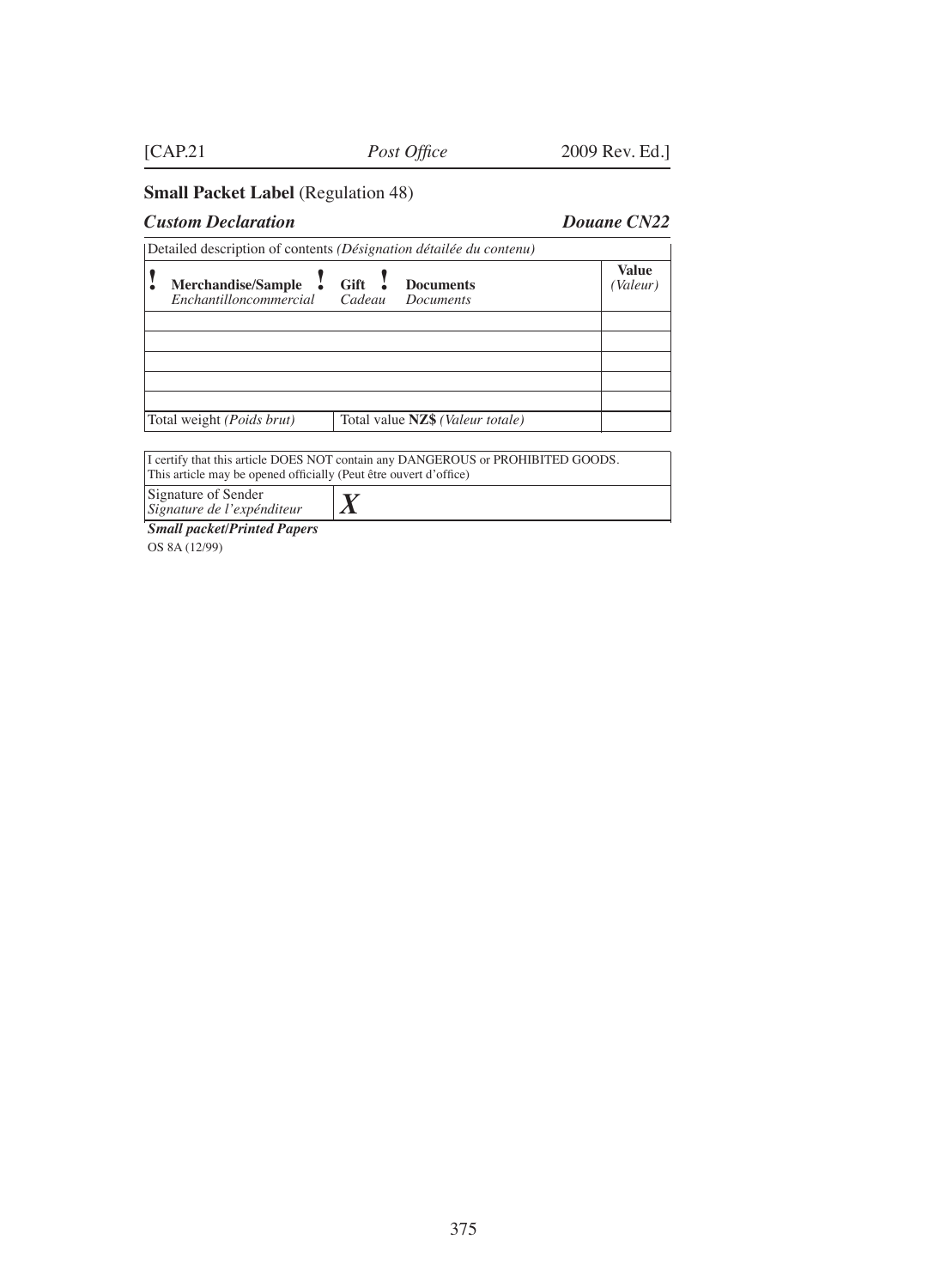**Small Packet Label** (Regulation 48)

***Custom Declaration*** ***Douane CN22***

| Detailed description of contents *(Désignation détailée du contenu)* | |
|---|---|
| ! **Merchandise/Sample** *Enchantilloncommercial* ! **Gift** *Cadeau* ! **Documents** *Documents* | **Value** *(Valeur)* |
| | |
| | |
| | |
| | |
| | |
| Total weight *(Poids brut)* Total value **NZ$** *(Valeur totale)* | |

| I certify that this article DOES NOT contain any DANGEROUS or PROHIBITED GOODS. This article may be opened officially (Peut être ouvert d'office) | |
|---|---|
| Signature of Sender *Signature de l'expénditeur* | ***X*** |

***Small packet/Printed Papers***

OS 8A (12/99)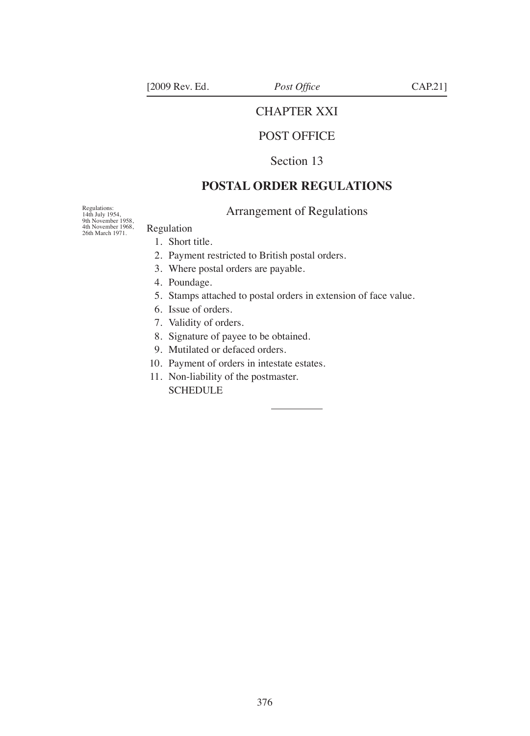# CHAPTER XXI

# POST OFFICE

## Section 13

## POSTAL ORDER REGULATIONS

Regulations: 14th July 1954, 9th November 1958, 4th November 1968, 26th March 1971.

### Arrangement of Regulations

Regulation

1. Short title.
2. Payment restricted to British postal orders.
3. Where postal orders are payable.
4. Poundage.
5. Stamps attached to postal orders in extension of face value.
6. Issue of orders.
7. Validity of orders.
8. Signature of payee to be obtained.
9. Mutilated or defaced orders.
10. Payment of orders in intestate estates.
11. Non-liability of the postmaster.

SCHEDULE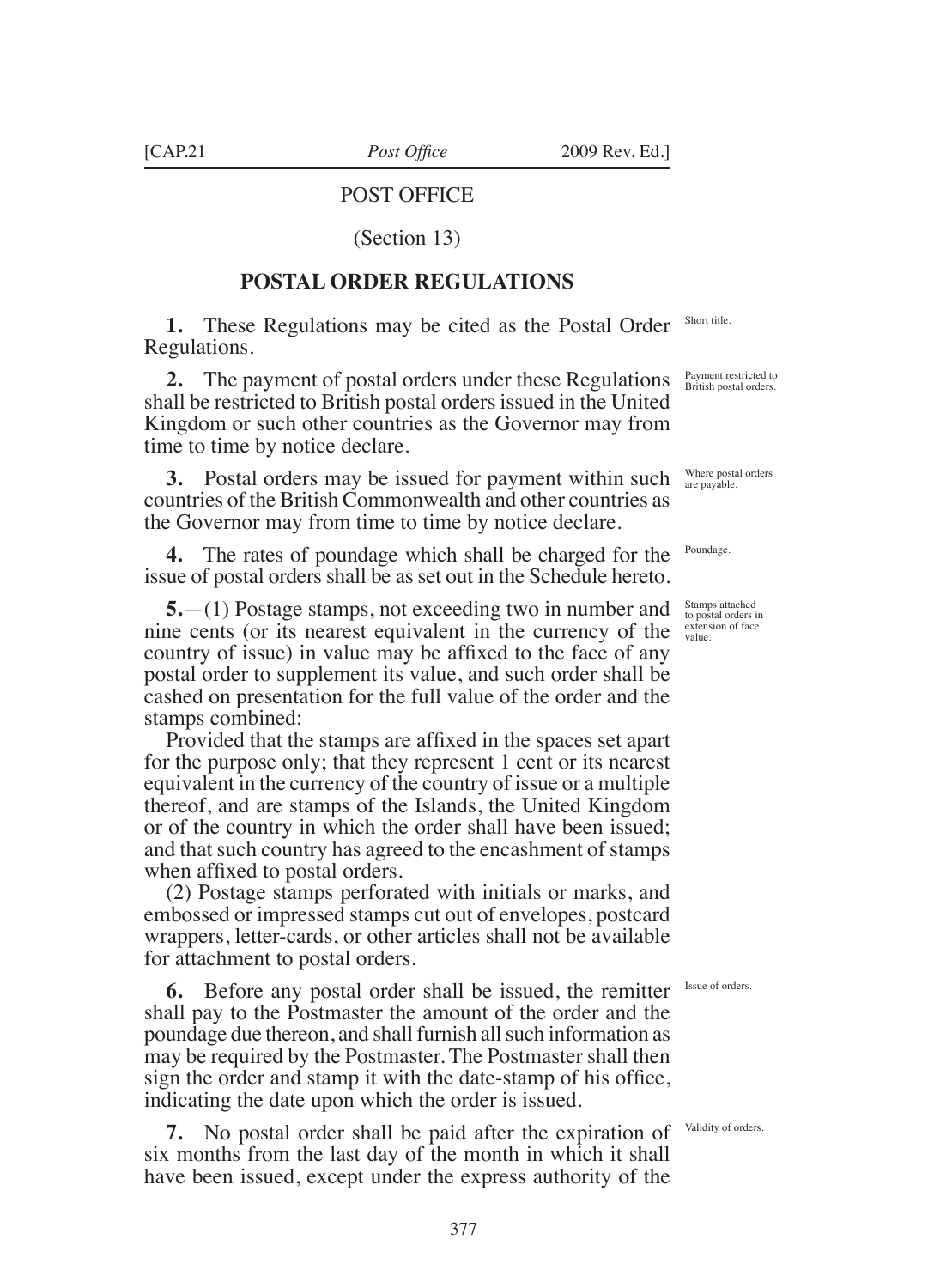POST OFFICE

(Section 13)

## POSTAL ORDER REGULATIONS

**1.** These Regulations may be cited as the Postal Order Regulations.

Short title.

**2.** The payment of postal orders under these Regulations shall be restricted to British postal orders issued in the United Kingdom or such other countries as the Governor may from time to time by notice declare.

Payment restricted to British postal orders.

**3.** Postal orders may be issued for payment within such countries of the British Commonwealth and other countries as the Governor may from time to time by notice declare.

Where postal orders are payable.

**4.** The rates of poundage which shall be charged for the issue of postal orders shall be as set out in the Schedule hereto.

Poundage.

**5.**—(1) Postage stamps, not exceeding two in number and nine cents (or its nearest equivalent in the currency of the country of issue) in value may be affixed to the face of any postal order to supplement its value, and such order shall be cashed on presentation for the full value of the order and the stamps combined:

Stamps attached to postal orders in extension of face value.

Provided that the stamps are affixed in the spaces set apart for the purpose only; that they represent 1 cent or its nearest equivalent in the currency of the country of issue or a multiple thereof, and are stamps of the Islands, the United Kingdom or of the country in which the order shall have been issued; and that such country has agreed to the encashment of stamps when affixed to postal orders.

(2) Postage stamps perforated with initials or marks, and embossed or impressed stamps cut out of envelopes, postcard wrappers, letter-cards, or other articles shall not be available for attachment to postal orders.

**6.** Before any postal order shall be issued, the remitter shall pay to the Postmaster the amount of the order and the poundage due thereon, and shall furnish all such information as may be required by the Postmaster. The Postmaster shall then sign the order and stamp it with the date-stamp of his office, indicating the date upon which the order is issued.

Issue of orders.

**7.** No postal order shall be paid after the expiration of six months from the last day of the month in which it shall have been issued, except under the express authority of the

Validity of orders.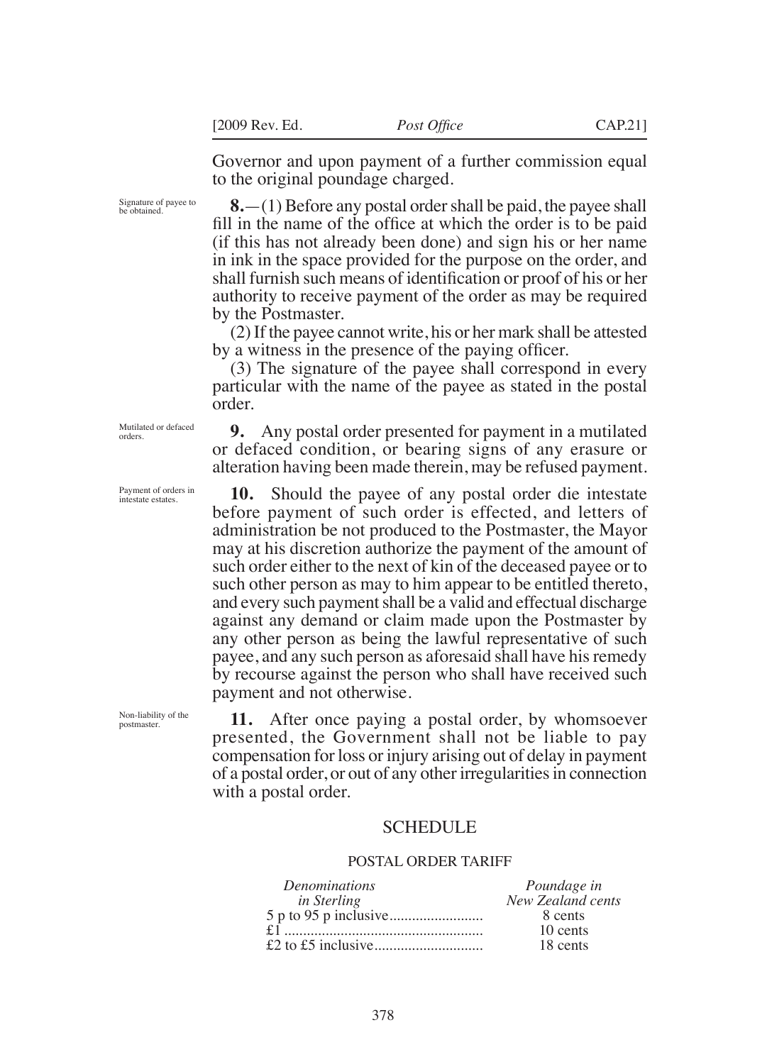Governor and upon payment of a further commission equal to the original poundage charged.

Signature of payee to be obtained.

**8.**—(1) Before any postal order shall be paid, the payee shall fill in the name of the office at which the order is to be paid (if this has not already been done) and sign his or her name in ink in the space provided for the purpose on the order, and shall furnish such means of identification or proof of his or her authority to receive payment of the order as may be required by the Postmaster.

(2) If the payee cannot write, his or her mark shall be attested by a witness in the presence of the paying officer.

(3) The signature of the payee shall correspond in every particular with the name of the payee as stated in the postal order.

Mutilated or defaced orders.

**9.** Any postal order presented for payment in a mutilated or defaced condition, or bearing signs of any erasure or alteration having been made therein, may be refused payment.

Payment of orders in intestate estates.

**10.** Should the payee of any postal order die intestate before payment of such order is effected, and letters of administration be not produced to the Postmaster, the Mayor may at his discretion authorize the payment of the amount of such order either to the next of kin of the deceased payee or to such other person as may to him appear to be entitled thereto, and every such payment shall be a valid and effectual discharge against any demand or claim made upon the Postmaster by any other person as being the lawful representative of such payee, and any such person as aforesaid shall have his remedy by recourse against the person who shall have received such payment and not otherwise.

Non-liability of the postmaster.

**11.** After once paying a postal order, by whomsoever presented, the Government shall not be liable to pay compensation for loss or injury arising out of delay in payment of a postal order, or out of any other irregularities in connection with a postal order.

## SCHEDULE

### POSTAL ORDER TARIFF

| *Denominations in Sterling* | *Poundage in New Zealand cents* |
|---|---|
| 5 p to 95 p inclusive | 8 cents |
| £1 | 10 cents |
| £2 to £5 inclusive | 18 cents |